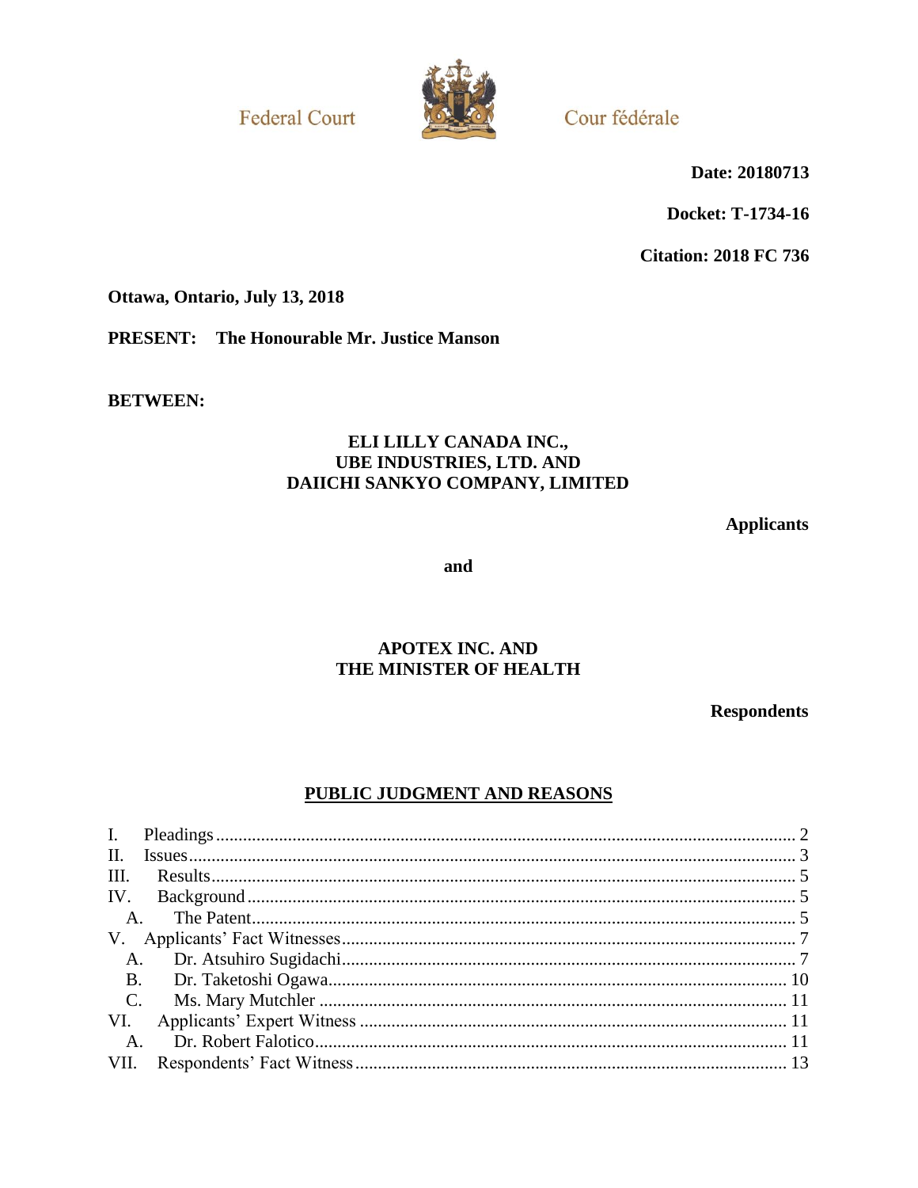Federal Court | Cour fédérale

**Date: 20180713**

**Docket: T-1734-16**

**Citation: 2018 FC 736**

**Ottawa, Ontario, July 13, 2018**

**PRESENT: The Honourable Mr. Justice Manson**

**BETWEEN:**

**ELI LILLY CANADA INC.,**
**UBE INDUSTRIES, LTD. AND**
**DAIICHI SANKYO COMPANY, LIMITED**

**Applicants**

**and**

**APOTEX INC. AND**
**THE MINISTER OF HEALTH**

**Respondents**

## PUBLIC JUDGMENT AND REASONS

I. Pleadings ..... 2
II. Issues ..... 3
III. Results ..... 5
IV. Background ..... 5
  A. The Patent ..... 5
V. Applicants' Fact Witnesses ..... 7
  A. Dr. Atsuhiro Sugidachi ..... 7
  B. Dr. Taketoshi Ogawa ..... 10
  C. Ms. Mary Mutchler ..... 11
VI. Applicants' Expert Witness ..... 11
  A. Dr. Robert Falotico ..... 11
VII. Respondents' Fact Witness ..... 13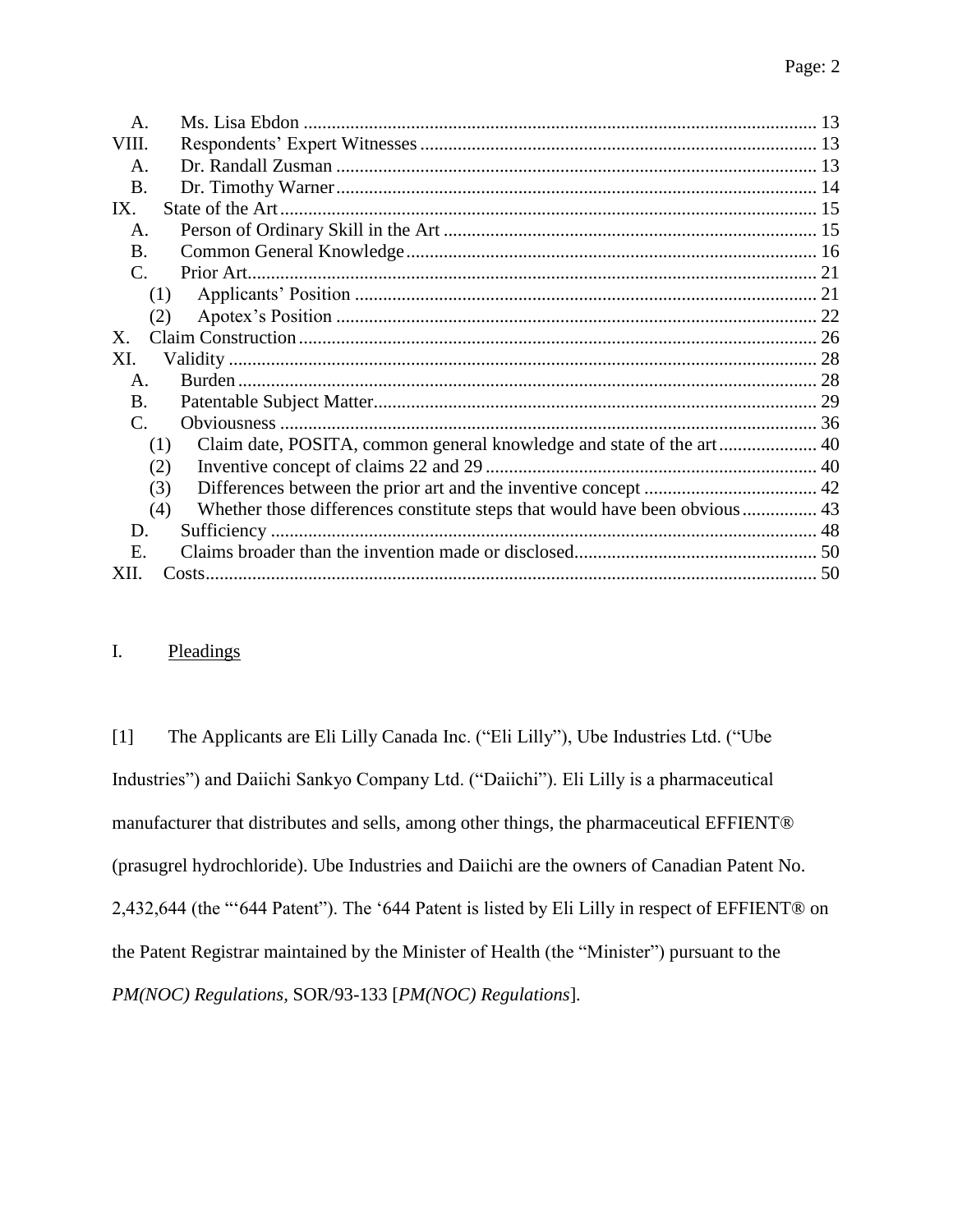| | | |
|---|---|---|
| A. | Ms. Lisa Ebdon | 13 |
| VIII. | Respondents' Expert Witnesses | 13 |
| A. | Dr. Randall Zusman | 13 |
| B. | Dr. Timothy Warner | 14 |
| IX. | State of the Art | 15 |
| A. | Person of Ordinary Skill in the Art | 15 |
| B. | Common General Knowledge | 16 |
| C. | Prior Art | 21 |
| (1) | Applicants' Position | 21 |
| (2) | Apotex's Position | 22 |
| X. | Claim Construction | 26 |
| XI. | Validity | 28 |
| A. | Burden | 28 |
| B. | Patentable Subject Matter | 29 |
| C. | Obviousness | 36 |
| (1) | Claim date, POSITA, common general knowledge and state of the art | 40 |
| (2) | Inventive concept of claims 22 and 29 | 40 |
| (3) | Differences between the prior art and the inventive concept | 42 |
| (4) | Whether those differences constitute steps that would have been obvious | 43 |
| D. | Sufficiency | 48 |
| E. | Claims broader than the invention made or disclosed | 50 |
| XII. | Costs | 50 |

# I. Pleadings

[1] The Applicants are Eli Lilly Canada Inc. ("Eli Lilly"), Ube Industries Ltd. ("Ube Industries") and Daiichi Sankyo Company Ltd. ("Daiichi"). Eli Lilly is a pharmaceutical manufacturer that distributes and sells, among other things, the pharmaceutical EFFIENT® (prasugrel hydrochloride). Ube Industries and Daiichi are the owners of Canadian Patent No. 2,432,644 (the "'644 Patent"). The '644 Patent is listed by Eli Lilly in respect of EFFIENT® on the Patent Registrar maintained by the Minister of Health (the "Minister") pursuant to the *PM(NOC) Regulations*, SOR/93-133 [*PM(NOC) Regulations*].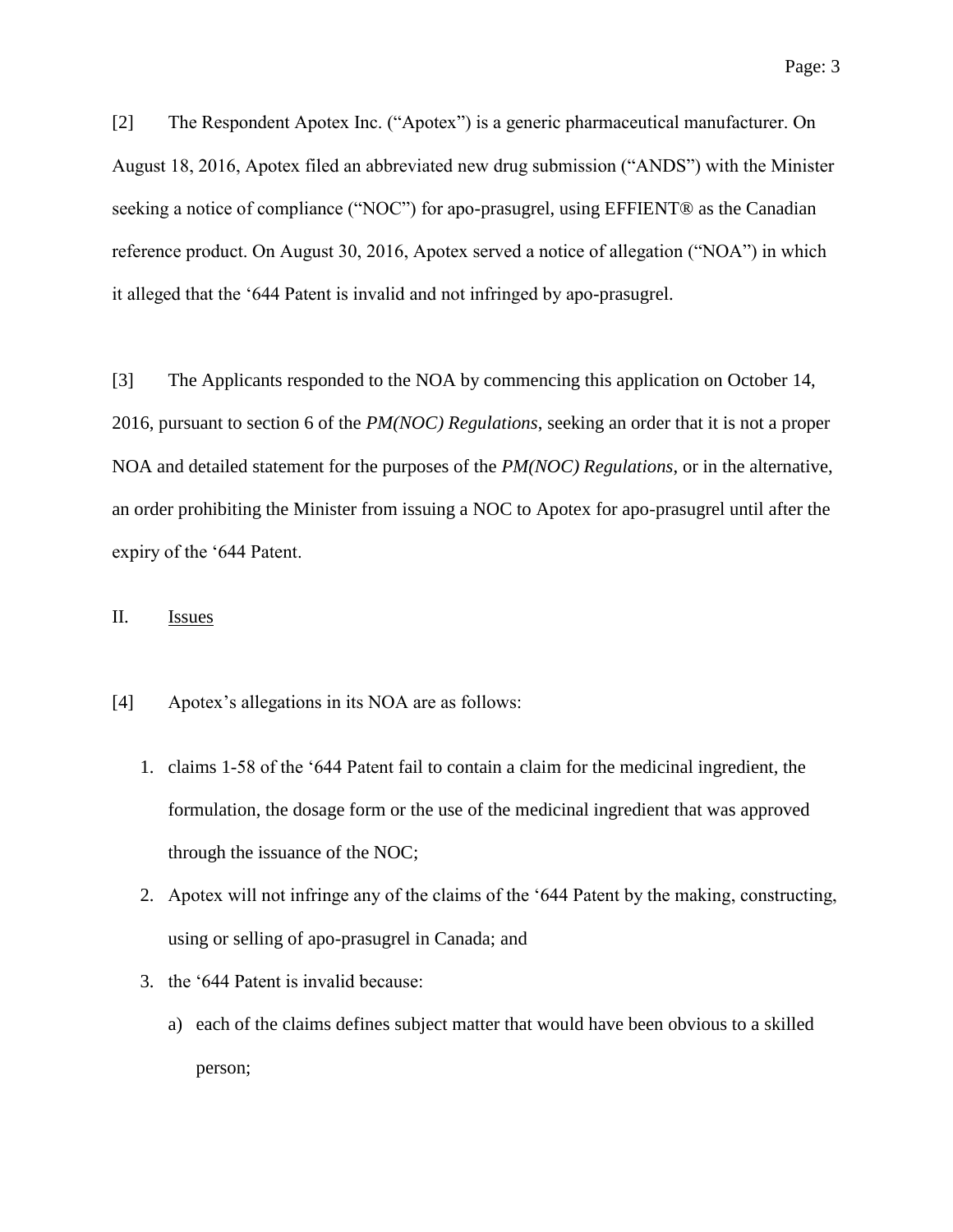[2] The Respondent Apotex Inc. ("Apotex") is a generic pharmaceutical manufacturer. On August 18, 2016, Apotex filed an abbreviated new drug submission ("ANDS") with the Minister seeking a notice of compliance ("NOC") for apo-prasugrel, using EFFIENT® as the Canadian reference product. On August 30, 2016, Apotex served a notice of allegation ("NOA") in which it alleged that the '644 Patent is invalid and not infringed by apo-prasugrel.

[3] The Applicants responded to the NOA by commencing this application on October 14, 2016, pursuant to section 6 of the *PM(NOC) Regulations*, seeking an order that it is not a proper NOA and detailed statement for the purposes of the *PM(NOC) Regulations*, or in the alternative, an order prohibiting the Minister from issuing a NOC to Apotex for apo-prasugrel until after the expiry of the '644 Patent.

## II. Issues

[4] Apotex's allegations in its NOA are as follows:

1. claims 1-58 of the '644 Patent fail to contain a claim for the medicinal ingredient, the formulation, the dosage form or the use of the medicinal ingredient that was approved through the issuance of the NOC;
2. Apotex will not infringe any of the claims of the '644 Patent by the making, constructing, using or selling of apo-prasugrel in Canada; and
3. the '644 Patent is invalid because:
   a) each of the claims defines subject matter that would have been obvious to a skilled person;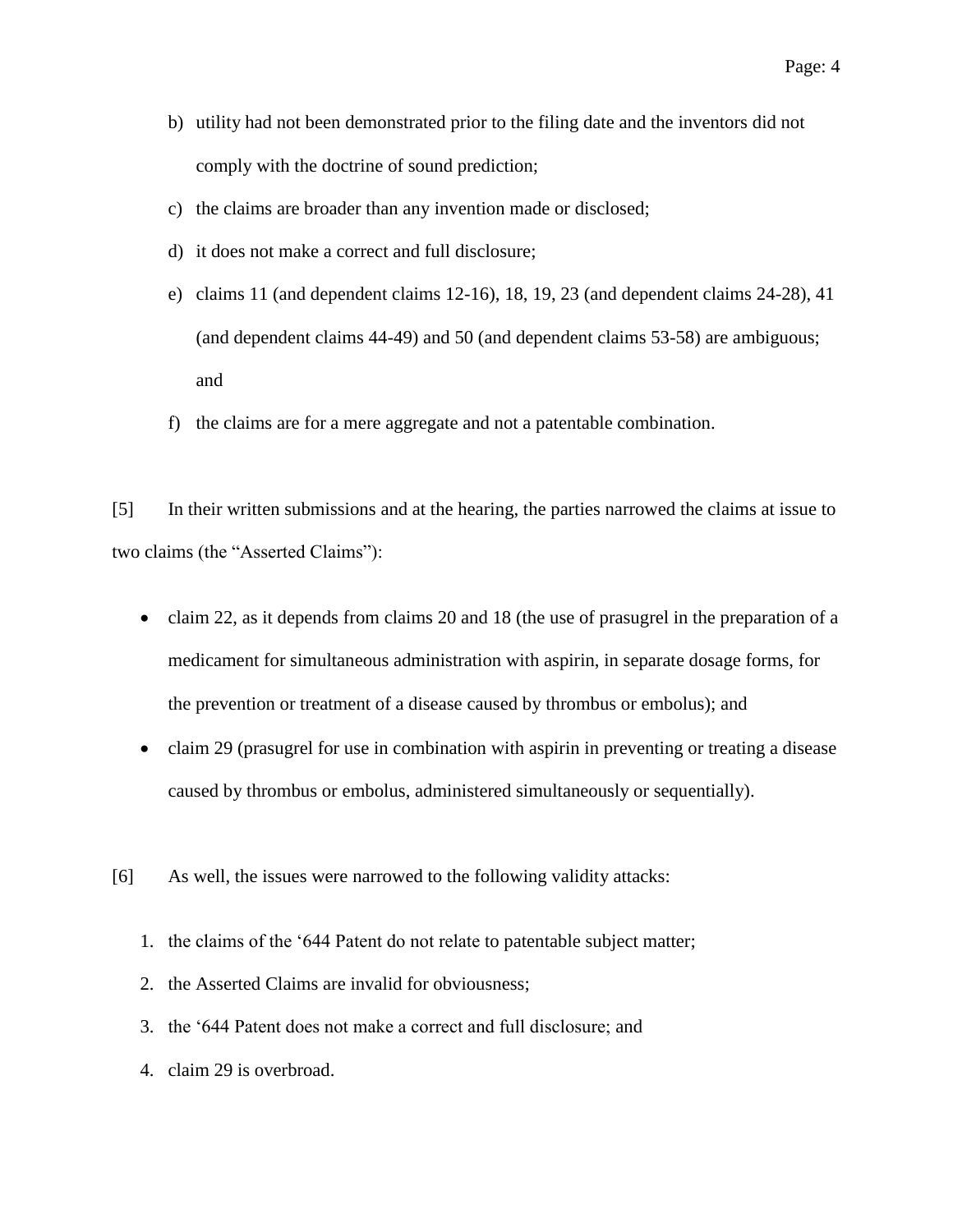b) utility had not been demonstrated prior to the filing date and the inventors did not comply with the doctrine of sound prediction;

c) the claims are broader than any invention made or disclosed;

d) it does not make a correct and full disclosure;

e) claims 11 (and dependent claims 12-16), 18, 19, 23 (and dependent claims 24-28), 41 (and dependent claims 44-49) and 50 (and dependent claims 53-58) are ambiguous; and

f) the claims are for a mere aggregate and not a patentable combination.

[5] In their written submissions and at the hearing, the parties narrowed the claims at issue to two claims (the "Asserted Claims"):

- claim 22, as it depends from claims 20 and 18 (the use of prasugrel in the preparation of a medicament for simultaneous administration with aspirin, in separate dosage forms, for the prevention or treatment of a disease caused by thrombus or embolus); and
- claim 29 (prasugrel for use in combination with aspirin in preventing or treating a disease caused by thrombus or embolus, administered simultaneously or sequentially).

[6] As well, the issues were narrowed to the following validity attacks:

1. the claims of the '644 Patent do not relate to patentable subject matter;
2. the Asserted Claims are invalid for obviousness;
3. the '644 Patent does not make a correct and full disclosure; and
4. claim 29 is overbroad.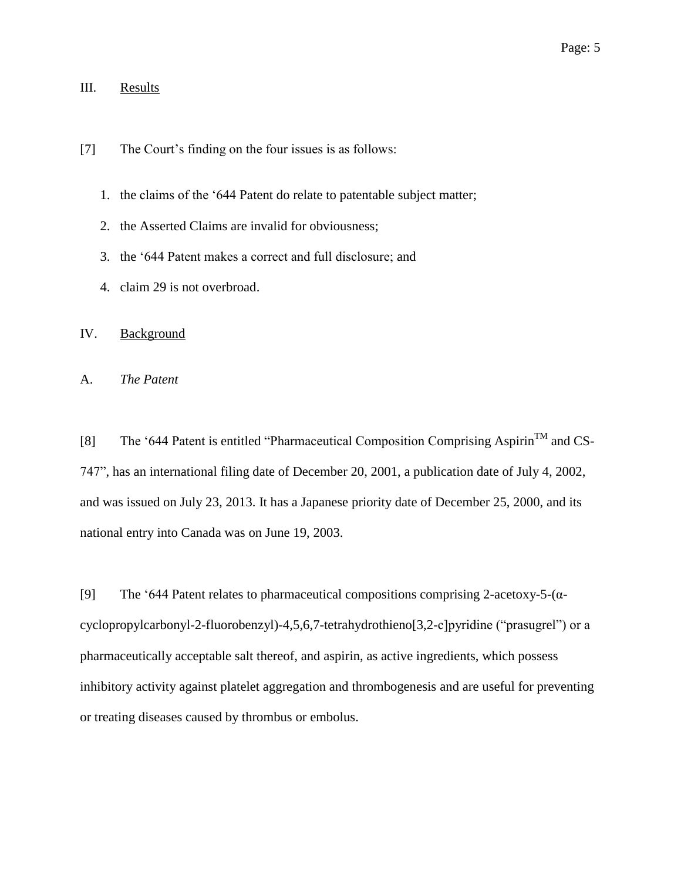## III. Results

[7] The Court's finding on the four issues is as follows:

1. the claims of the '644 Patent do relate to patentable subject matter;
2. the Asserted Claims are invalid for obviousness;
3. the '644 Patent makes a correct and full disclosure; and
4. claim 29 is not overbroad.

## IV. Background

### A. *The Patent*

[8] The '644 Patent is entitled "Pharmaceutical Composition Comprising Aspirin™ and CS-747", has an international filing date of December 20, 2001, a publication date of July 4, 2002, and was issued on July 23, 2013. It has a Japanese priority date of December 25, 2000, and its national entry into Canada was on June 19, 2003.

[9] The '644 Patent relates to pharmaceutical compositions comprising 2-acetoxy-5-(α-cyclopropylcarbonyl-2-fluorobenzyl)-4,5,6,7-tetrahydrothieno[3,2-c]pyridine ("prasugrel") or a pharmaceutically acceptable salt thereof, and aspirin, as active ingredients, which possess inhibitory activity against platelet aggregation and thrombogenesis and are useful for preventing or treating diseases caused by thrombus or embolus.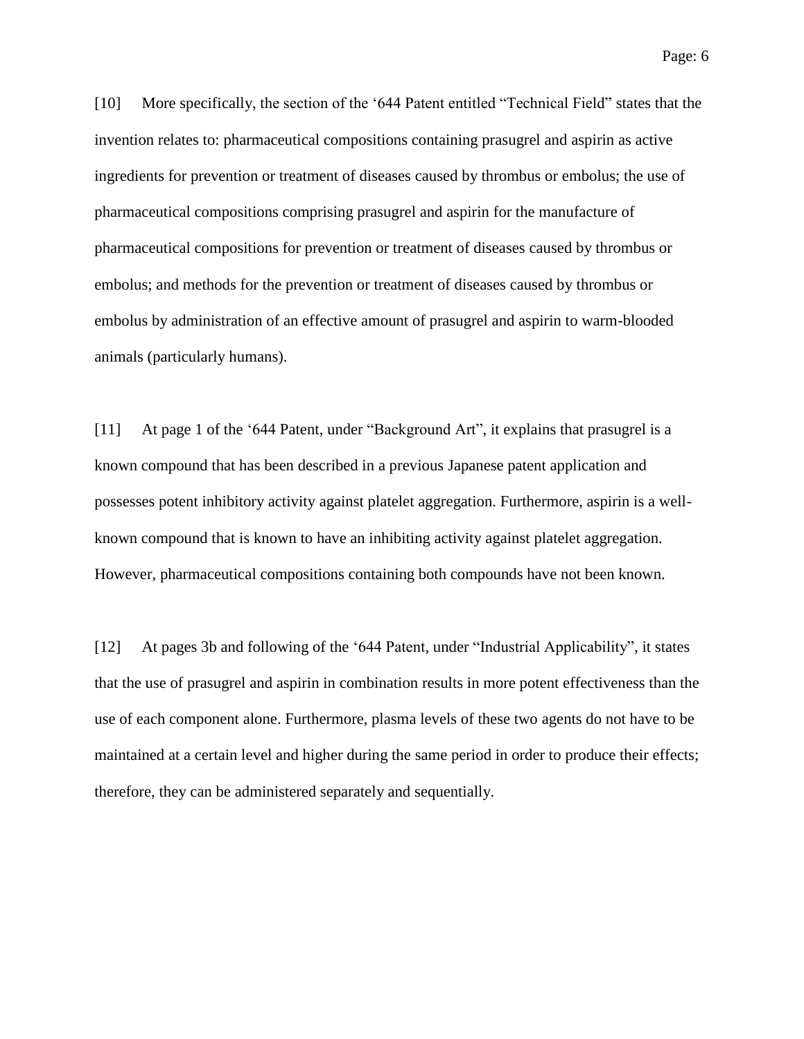[10] More specifically, the section of the '644 Patent entitled "Technical Field" states that the invention relates to: pharmaceutical compositions containing prasugrel and aspirin as active ingredients for prevention or treatment of diseases caused by thrombus or embolus; the use of pharmaceutical compositions comprising prasugrel and aspirin for the manufacture of pharmaceutical compositions for prevention or treatment of diseases caused by thrombus or embolus; and methods for the prevention or treatment of diseases caused by thrombus or embolus by administration of an effective amount of prasugrel and aspirin to warm-blooded animals (particularly humans).

[11] At page 1 of the '644 Patent, under "Background Art", it explains that prasugrel is a known compound that has been described in a previous Japanese patent application and possesses potent inhibitory activity against platelet aggregation. Furthermore, aspirin is a well-known compound that is known to have an inhibiting activity against platelet aggregation. However, pharmaceutical compositions containing both compounds have not been known.

[12] At pages 3b and following of the '644 Patent, under "Industrial Applicability", it states that the use of prasugrel and aspirin in combination results in more potent effectiveness than the use of each component alone. Furthermore, plasma levels of these two agents do not have to be maintained at a certain level and higher during the same period in order to produce their effects; therefore, they can be administered separately and sequentially.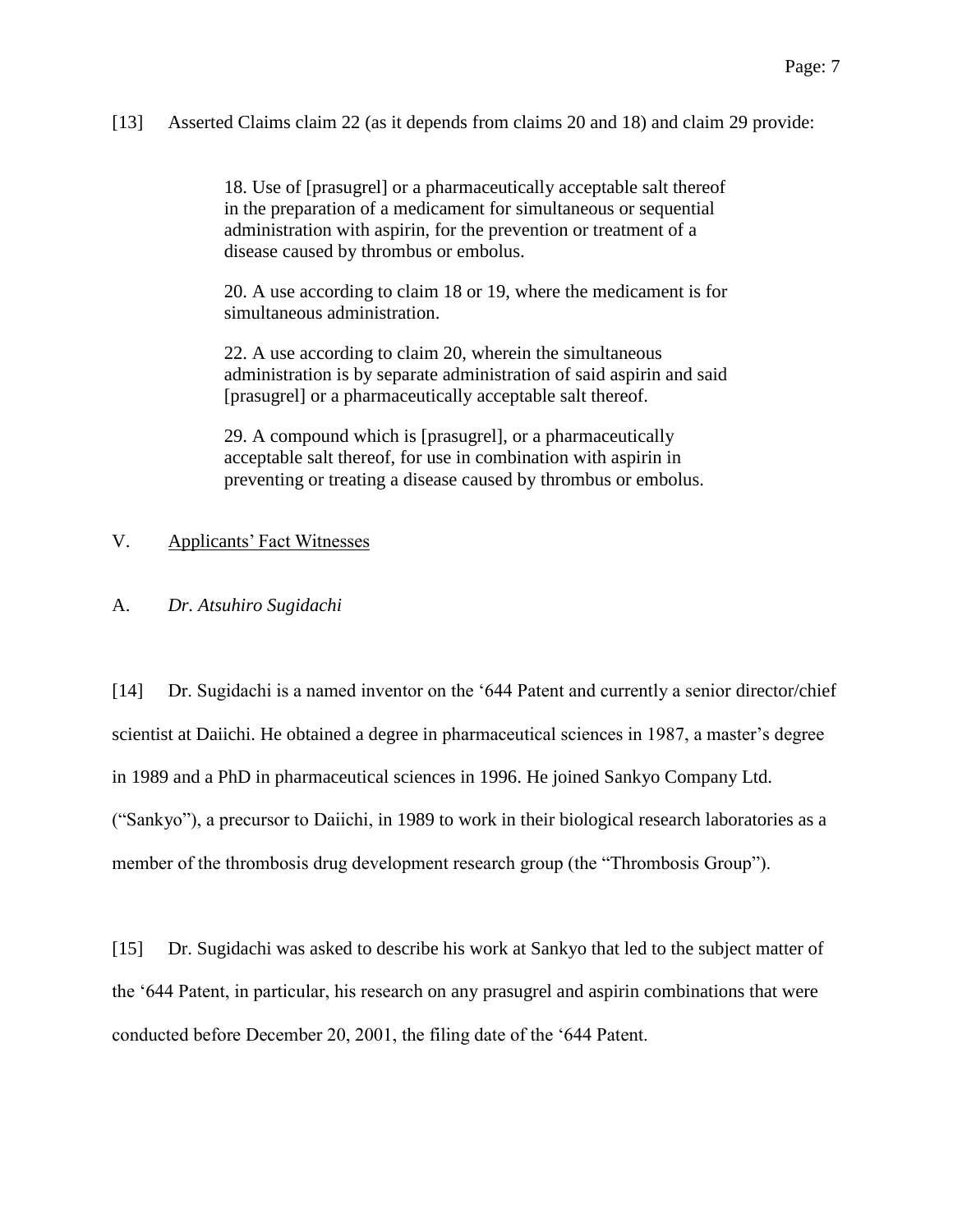[13] Asserted Claims claim 22 (as it depends from claims 20 and 18) and claim 29 provide:

> 18. Use of [prasugrel] or a pharmaceutically acceptable salt thereof in the preparation of a medicament for simultaneous or sequential administration with aspirin, for the prevention or treatment of a disease caused by thrombus or embolus.
>
> 20. A use according to claim 18 or 19, where the medicament is for simultaneous administration.
>
> 22. A use according to claim 20, wherein the simultaneous administration is by separate administration of said aspirin and said [prasugrel] or a pharmaceutically acceptable salt thereof.
>
> 29. A compound which is [prasugrel], or a pharmaceutically acceptable salt thereof, for use in combination with aspirin in preventing or treating a disease caused by thrombus or embolus.

## V. Applicants' Fact Witnesses

### A. *Dr. Atsuhiro Sugidachi*

[14] Dr. Sugidachi is a named inventor on the '644 Patent and currently a senior director/chief scientist at Daiichi. He obtained a degree in pharmaceutical sciences in 1987, a master's degree in 1989 and a PhD in pharmaceutical sciences in 1996. He joined Sankyo Company Ltd. ("Sankyo"), a precursor to Daiichi, in 1989 to work in their biological research laboratories as a member of the thrombosis drug development research group (the "Thrombosis Group").

[15] Dr. Sugidachi was asked to describe his work at Sankyo that led to the subject matter of the '644 Patent, in particular, his research on any prasugrel and aspirin combinations that were conducted before December 20, 2001, the filing date of the '644 Patent.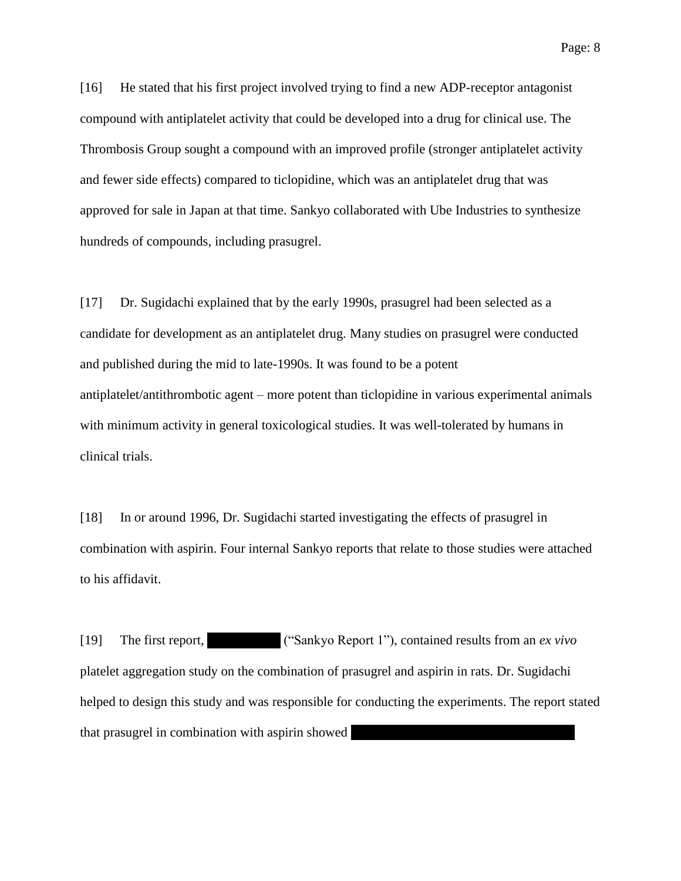[16] He stated that his first project involved trying to find a new ADP-receptor antagonist compound with antiplatelet activity that could be developed into a drug for clinical use. The Thrombosis Group sought a compound with an improved profile (stronger antiplatelet activity and fewer side effects) compared to ticlopidine, which was an antiplatelet drug that was approved for sale in Japan at that time. Sankyo collaborated with Ube Industries to synthesize hundreds of compounds, including prasugrel.

[17] Dr. Sugidachi explained that by the early 1990s, prasugrel had been selected as a candidate for development as an antiplatelet drug. Many studies on prasugrel were conducted and published during the mid to late-1990s. It was found to be a potent antiplatelet/antithrombotic agent – more potent than ticlopidine in various experimental animals with minimum activity in general toxicological studies. It was well-tolerated by humans in clinical trials.

[18] In or around 1996, Dr. Sugidachi started investigating the effects of prasugrel in combination with aspirin. Four internal Sankyo reports that relate to those studies were attached to his affidavit.

[19] The first report, ██████████ ("Sankyo Report 1"), contained results from an *ex vivo* platelet aggregation study on the combination of prasugrel and aspirin in rats. Dr. Sugidachi helped to design this study and was responsible for conducting the experiments. The report stated that prasugrel in combination with aspirin showed ██████████████████████████████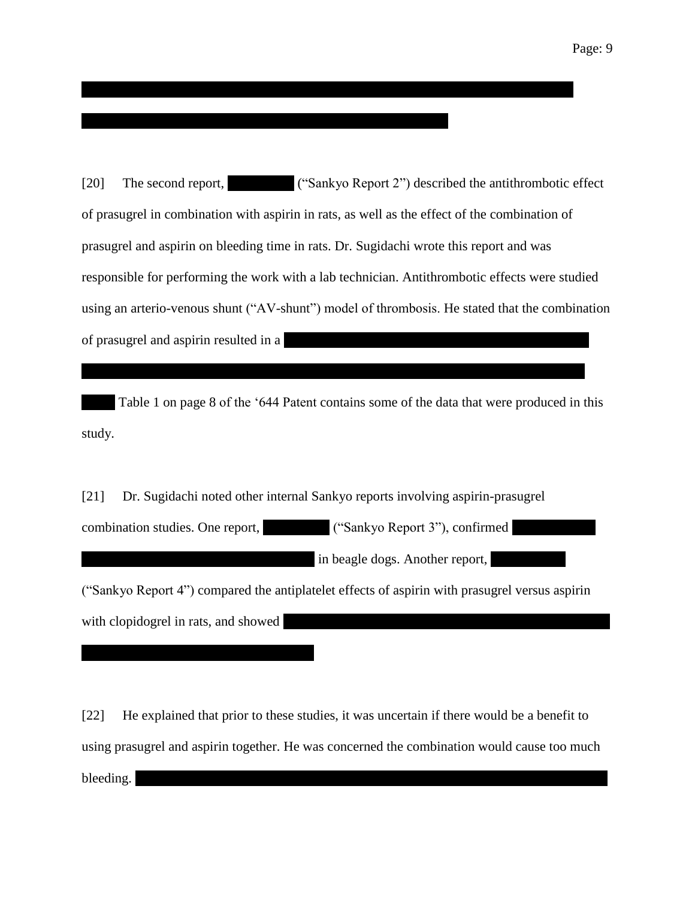[20] The second report, ("Sankyo Report 2") described the antithrombotic effect of prasugrel in combination with aspirin in rats, as well as the effect of the combination of prasugrel and aspirin on bleeding time in rats. Dr. Sugidachi wrote this report and was responsible for performing the work with a lab technician. Antithrombotic effects were studied using an arterio-venous shunt ("AV-shunt") model of thrombosis. He stated that the combination of prasugrel and aspirin resulted in a

Table 1 on page 8 of the '644 Patent contains some of the data that were produced in this study.

[21] Dr. Sugidachi noted other internal Sankyo reports involving aspirin-prasugrel combination studies. One report, ("Sankyo Report 3"), confirmed in beagle dogs. Another report, ("Sankyo Report 4") compared the antiplatelet effects of aspirin with prasugrel versus aspirin with clopidogrel in rats, and showed

[22] He explained that prior to these studies, it was uncertain if there would be a benefit to using prasugrel and aspirin together. He was concerned the combination would cause too much bleeding.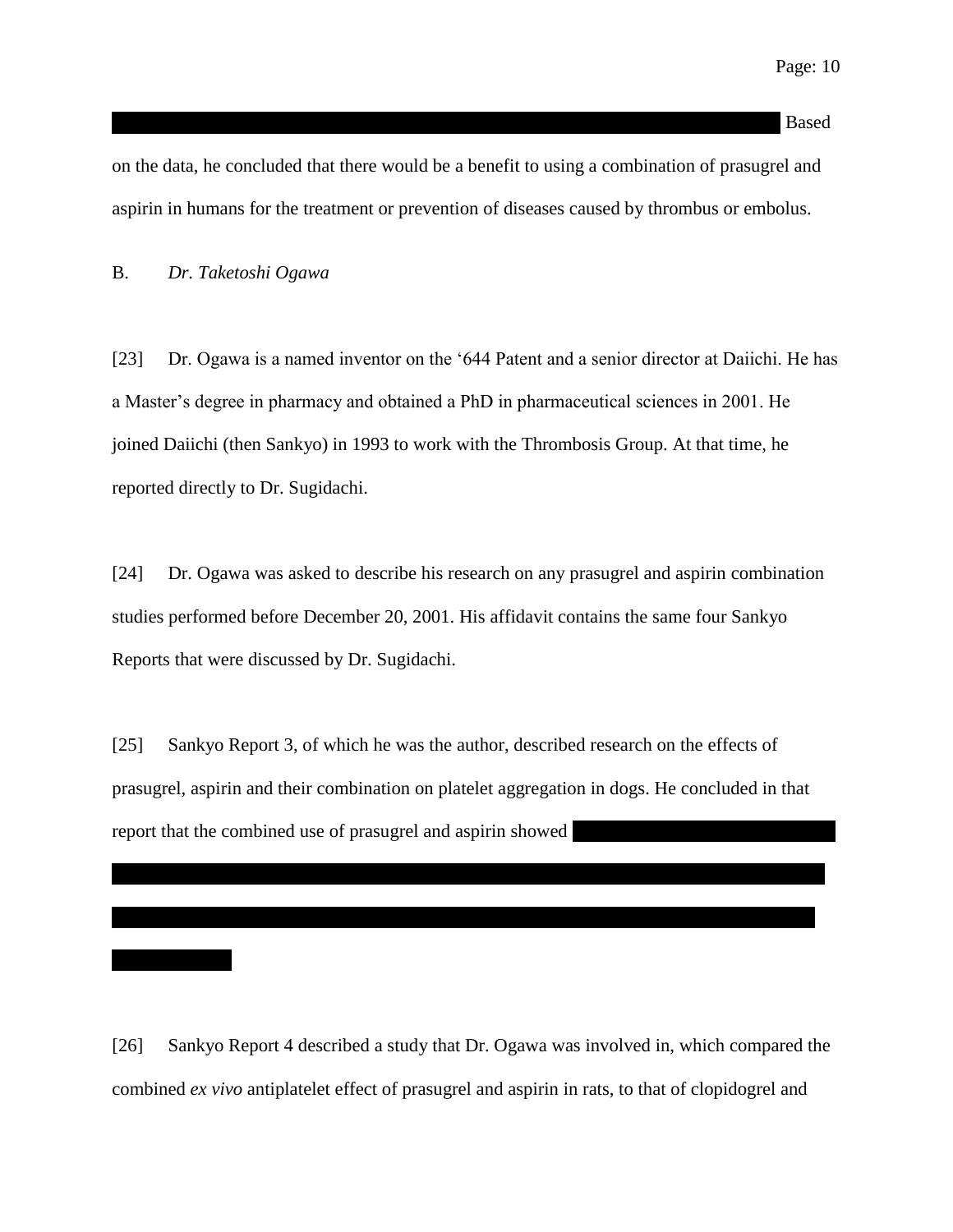Based on the data, he concluded that there would be a benefit to using a combination of prasugrel and aspirin in humans for the treatment or prevention of diseases caused by thrombus or embolus.

B. *Dr. Taketoshi Ogawa*

[23] Dr. Ogawa is a named inventor on the '644 Patent and a senior director at Daiichi. He has a Master's degree in pharmacy and obtained a PhD in pharmaceutical sciences in 2001. He joined Daiichi (then Sankyo) in 1993 to work with the Thrombosis Group. At that time, he reported directly to Dr. Sugidachi.

[24] Dr. Ogawa was asked to describe his research on any prasugrel and aspirin combination studies performed before December 20, 2001. His affidavit contains the same four Sankyo Reports that were discussed by Dr. Sugidachi.

[25] Sankyo Report 3, of which he was the author, described research on the effects of prasugrel, aspirin and their combination on platelet aggregation in dogs. He concluded in that report that the combined use of prasugrel and aspirin showed

[26] Sankyo Report 4 described a study that Dr. Ogawa was involved in, which compared the combined *ex vivo* antiplatelet effect of prasugrel and aspirin in rats, to that of clopidogrel and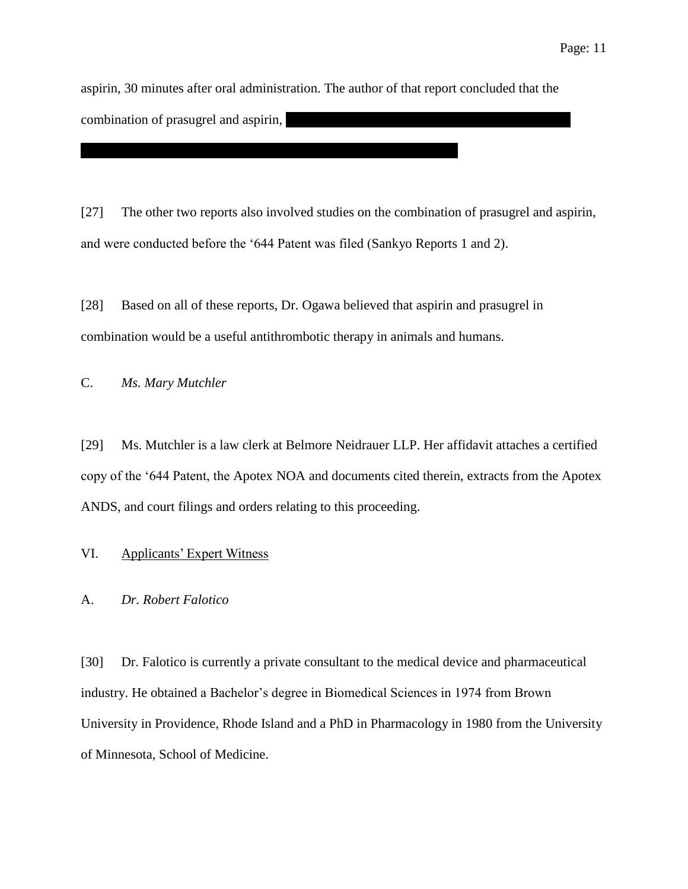aspirin, 30 minutes after oral administration. The author of that report concluded that the combination of prasugrel and aspirin,

[27] The other two reports also involved studies on the combination of prasugrel and aspirin, and were conducted before the '644 Patent was filed (Sankyo Reports 1 and 2).

[28] Based on all of these reports, Dr. Ogawa believed that aspirin and prasugrel in combination would be a useful antithrombotic therapy in animals and humans.

### C. *Ms. Mary Mutchler*

[29] Ms. Mutchler is a law clerk at Belmore Neidrauer LLP. Her affidavit attaches a certified copy of the '644 Patent, the Apotex NOA and documents cited therein, extracts from the Apotex ANDS, and court filings and orders relating to this proceeding.

## VI. Applicants' Expert Witness

### A. *Dr. Robert Falotico*

[30] Dr. Falotico is currently a private consultant to the medical device and pharmaceutical industry. He obtained a Bachelor's degree in Biomedical Sciences in 1974 from Brown University in Providence, Rhode Island and a PhD in Pharmacology in 1980 from the University of Minnesota, School of Medicine.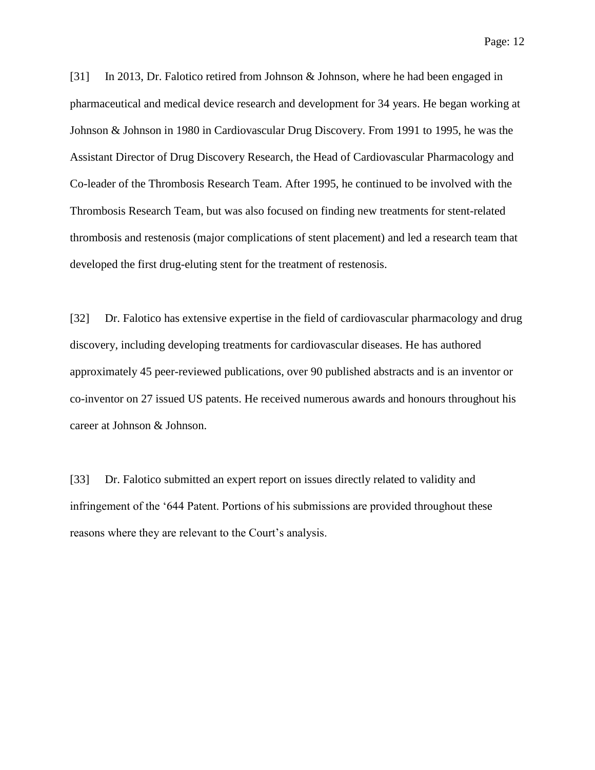[31] In 2013, Dr. Falotico retired from Johnson & Johnson, where he had been engaged in pharmaceutical and medical device research and development for 34 years. He began working at Johnson & Johnson in 1980 in Cardiovascular Drug Discovery. From 1991 to 1995, he was the Assistant Director of Drug Discovery Research, the Head of Cardiovascular Pharmacology and Co-leader of the Thrombosis Research Team. After 1995, he continued to be involved with the Thrombosis Research Team, but was also focused on finding new treatments for stent-related thrombosis and restenosis (major complications of stent placement) and led a research team that developed the first drug-eluting stent for the treatment of restenosis.

[32] Dr. Falotico has extensive expertise in the field of cardiovascular pharmacology and drug discovery, including developing treatments for cardiovascular diseases. He has authored approximately 45 peer-reviewed publications, over 90 published abstracts and is an inventor or co-inventor on 27 issued US patents. He received numerous awards and honours throughout his career at Johnson & Johnson.

[33] Dr. Falotico submitted an expert report on issues directly related to validity and infringement of the ‘644 Patent. Portions of his submissions are provided throughout these reasons where they are relevant to the Court’s analysis.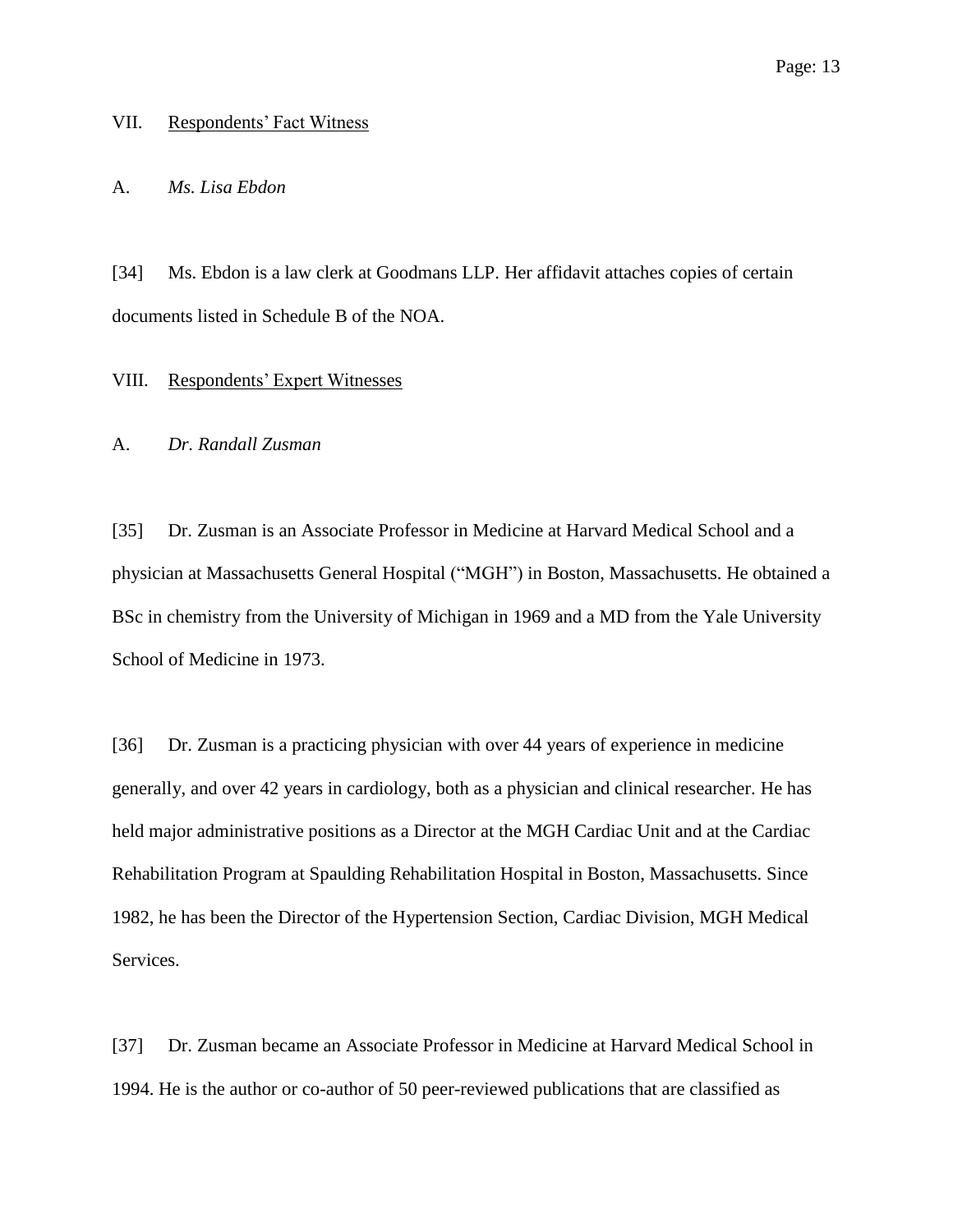## VII. Respondents' Fact Witness

### A. *Ms. Lisa Ebdon*

[34] Ms. Ebdon is a law clerk at Goodmans LLP. Her affidavit attaches copies of certain documents listed in Schedule B of the NOA.

## VIII. Respondents' Expert Witnesses

### A. *Dr. Randall Zusman*

[35] Dr. Zusman is an Associate Professor in Medicine at Harvard Medical School and a physician at Massachusetts General Hospital ("MGH") in Boston, Massachusetts. He obtained a BSc in chemistry from the University of Michigan in 1969 and a MD from the Yale University School of Medicine in 1973.

[36] Dr. Zusman is a practicing physician with over 44 years of experience in medicine generally, and over 42 years in cardiology, both as a physician and clinical researcher. He has held major administrative positions as a Director at the MGH Cardiac Unit and at the Cardiac Rehabilitation Program at Spaulding Rehabilitation Hospital in Boston, Massachusetts. Since 1982, he has been the Director of the Hypertension Section, Cardiac Division, MGH Medical Services.

[37] Dr. Zusman became an Associate Professor in Medicine at Harvard Medical School in 1994. He is the author or co-author of 50 peer-reviewed publications that are classified as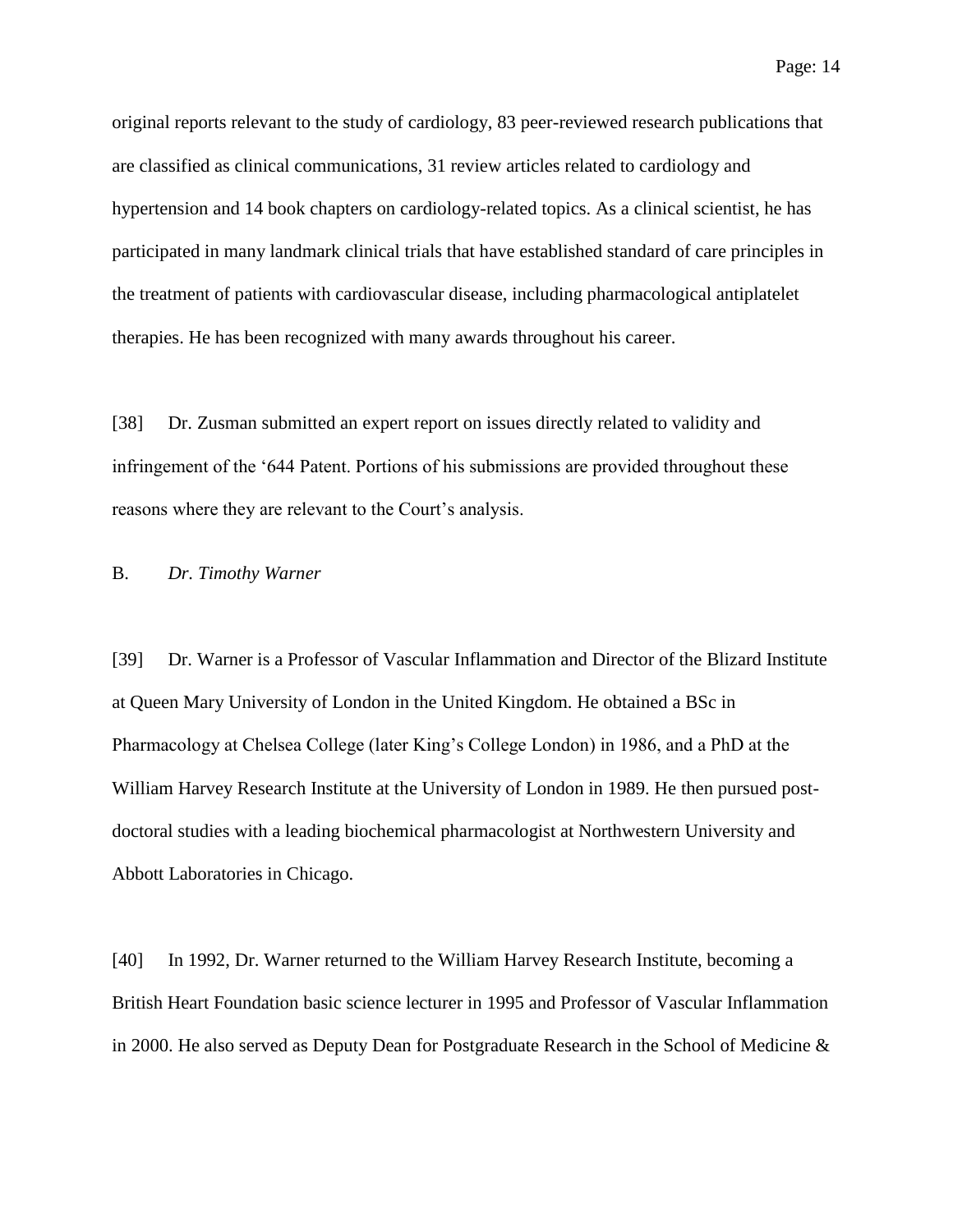original reports relevant to the study of cardiology, 83 peer-reviewed research publications that are classified as clinical communications, 31 review articles related to cardiology and hypertension and 14 book chapters on cardiology-related topics. As a clinical scientist, he has participated in many landmark clinical trials that have established standard of care principles in the treatment of patients with cardiovascular disease, including pharmacological antiplatelet therapies. He has been recognized with many awards throughout his career.

[38] Dr. Zusman submitted an expert report on issues directly related to validity and infringement of the '644 Patent. Portions of his submissions are provided throughout these reasons where they are relevant to the Court's analysis.

B. *Dr. Timothy Warner*

[39] Dr. Warner is a Professor of Vascular Inflammation and Director of the Blizard Institute at Queen Mary University of London in the United Kingdom. He obtained a BSc in Pharmacology at Chelsea College (later King's College London) in 1986, and a PhD at the William Harvey Research Institute at the University of London in 1989. He then pursued post-doctoral studies with a leading biochemical pharmacologist at Northwestern University and Abbott Laboratories in Chicago.

[40] In 1992, Dr. Warner returned to the William Harvey Research Institute, becoming a British Heart Foundation basic science lecturer in 1995 and Professor of Vascular Inflammation in 2000. He also served as Deputy Dean for Postgraduate Research in the School of Medicine &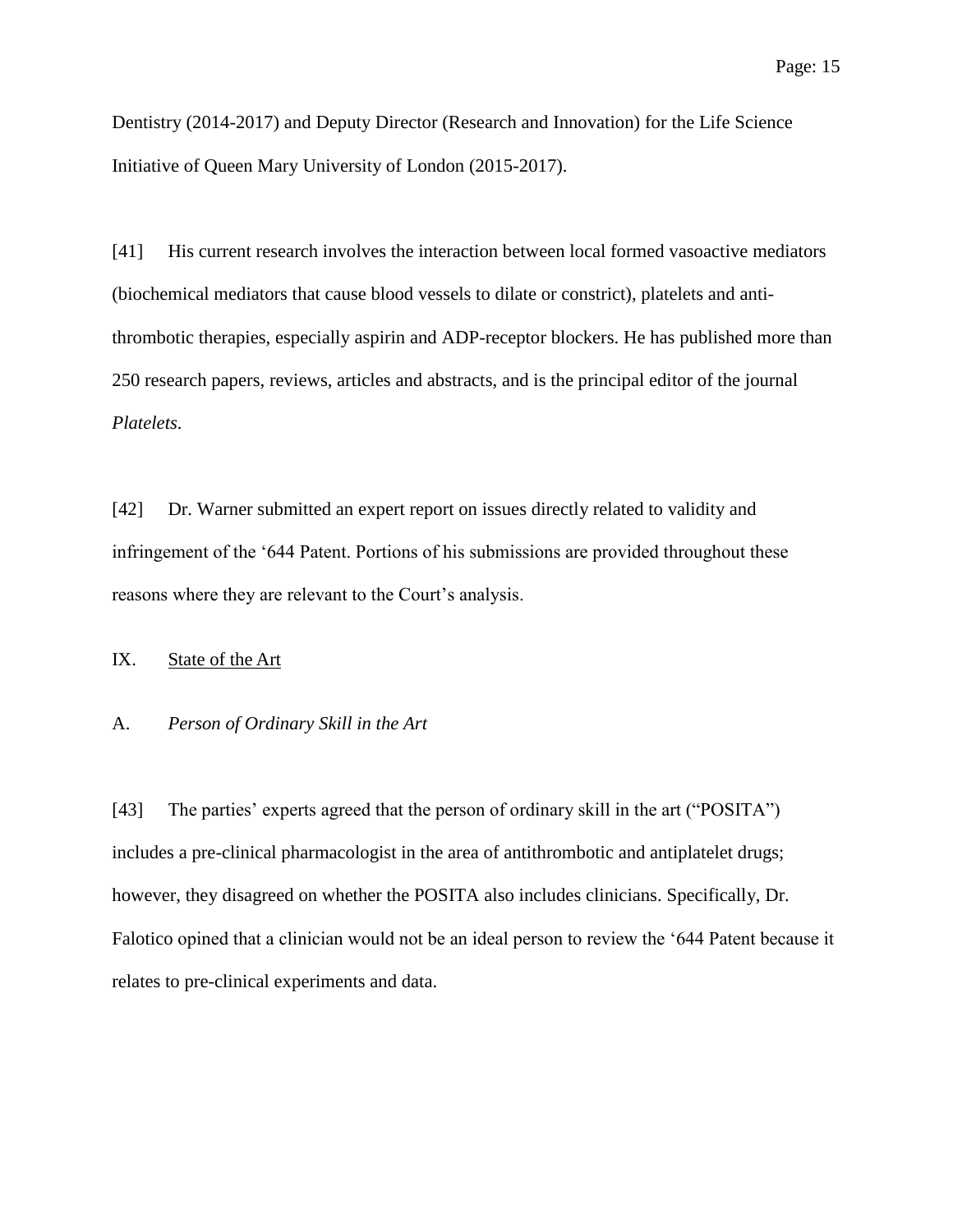Dentistry (2014-2017) and Deputy Director (Research and Innovation) for the Life Science Initiative of Queen Mary University of London (2015-2017).

[41] His current research involves the interaction between local formed vasoactive mediators (biochemical mediators that cause blood vessels to dilate or constrict), platelets and anti-thrombotic therapies, especially aspirin and ADP-receptor blockers. He has published more than 250 research papers, reviews, articles and abstracts, and is the principal editor of the journal *Platelets*.

[42] Dr. Warner submitted an expert report on issues directly related to validity and infringement of the '644 Patent. Portions of his submissions are provided throughout these reasons where they are relevant to the Court's analysis.

## IX. State of the Art

### A. *Person of Ordinary Skill in the Art*

[43] The parties' experts agreed that the person of ordinary skill in the art ("POSITA") includes a pre-clinical pharmacologist in the area of antithrombotic and antiplatelet drugs; however, they disagreed on whether the POSITA also includes clinicians. Specifically, Dr. Falotico opined that a clinician would not be an ideal person to review the '644 Patent because it relates to pre-clinical experiments and data.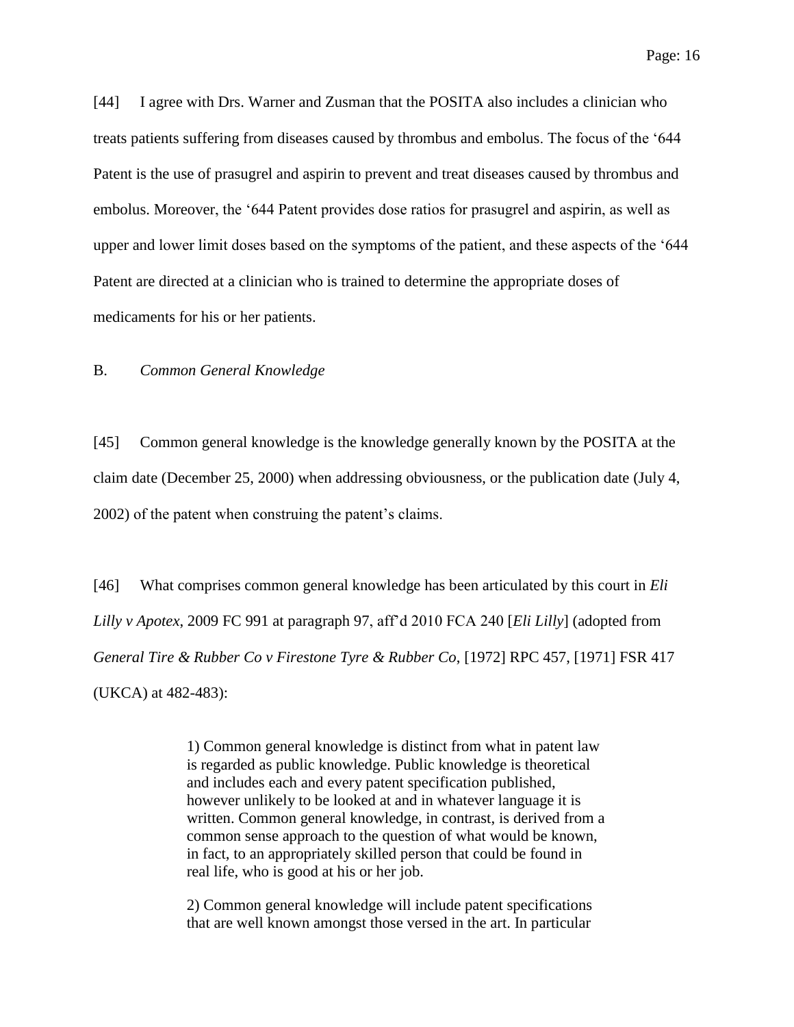[44] I agree with Drs. Warner and Zusman that the POSITA also includes a clinician who treats patients suffering from diseases caused by thrombus and embolus. The focus of the '644 Patent is the use of prasugrel and aspirin to prevent and treat diseases caused by thrombus and embolus. Moreover, the '644 Patent provides dose ratios for prasugrel and aspirin, as well as upper and lower limit doses based on the symptoms of the patient, and these aspects of the '644 Patent are directed at a clinician who is trained to determine the appropriate doses of medicaments for his or her patients.

## B. *Common General Knowledge*

[45] Common general knowledge is the knowledge generally known by the POSITA at the claim date (December 25, 2000) when addressing obviousness, or the publication date (July 4, 2002) of the patent when construing the patent's claims.

[46] What comprises common general knowledge has been articulated by this court in *Eli Lilly v Apotex*, 2009 FC 991 at paragraph 97, aff'd 2010 FCA 240 [*Eli Lilly*] (adopted from *General Tire & Rubber Co v Firestone Tyre & Rubber Co*, [1972] RPC 457, [1971] FSR 417 (UKCA) at 482-483):

> 1) Common general knowledge is distinct from what in patent law is regarded as public knowledge. Public knowledge is theoretical and includes each and every patent specification published, however unlikely to be looked at and in whatever language it is written. Common general knowledge, in contrast, is derived from a common sense approach to the question of what would be known, in fact, to an appropriately skilled person that could be found in real life, who is good at his or her job.
>
> 2) Common general knowledge will include patent specifications that are well known amongst those versed in the art. In particular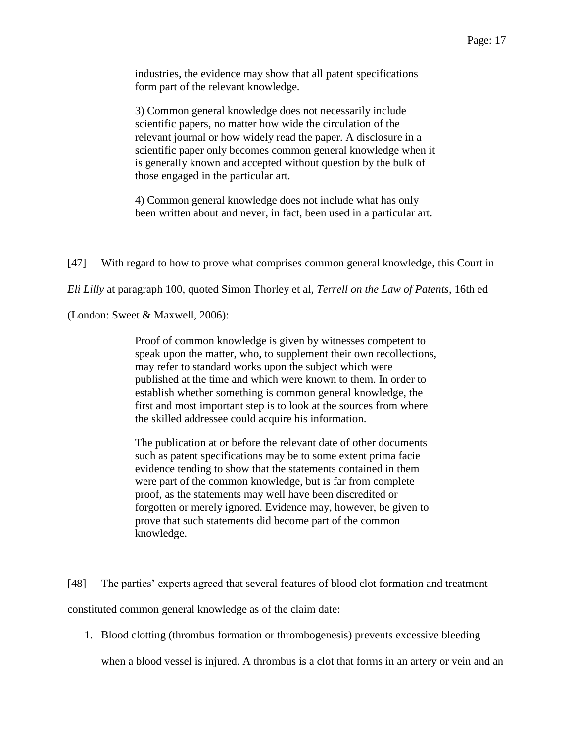> industries, the evidence may show that all patent specifications form part of the relevant knowledge.
>
> 3) Common general knowledge does not necessarily include scientific papers, no matter how wide the circulation of the relevant journal or how widely read the paper. A disclosure in a scientific paper only becomes common general knowledge when it is generally known and accepted without question by the bulk of those engaged in the particular art.
>
> 4) Common general knowledge does not include what has only been written about and never, in fact, been used in a particular art.

[47] With regard to how to prove what comprises common general knowledge, this Court in *Eli Lilly* at paragraph 100, quoted Simon Thorley et al, *Terrell on the Law of Patents*, 16th ed (London: Sweet & Maxwell, 2006):

> Proof of common knowledge is given by witnesses competent to speak upon the matter, who, to supplement their own recollections, may refer to standard works upon the subject which were published at the time and which were known to them. In order to establish whether something is common general knowledge, the first and most important step is to look at the sources from where the skilled addressee could acquire his information.
>
> The publication at or before the relevant date of other documents such as patent specifications may be to some extent prima facie evidence tending to show that the statements contained in them were part of the common knowledge, but is far from complete proof, as the statements may well have been discredited or forgotten or merely ignored. Evidence may, however, be given to prove that such statements did become part of the common knowledge.

[48] The parties' experts agreed that several features of blood clot formation and treatment constituted common general knowledge as of the claim date:

1. Blood clotting (thrombus formation or thrombogenesis) prevents excessive bleeding when a blood vessel is injured. A thrombus is a clot that forms in an artery or vein and an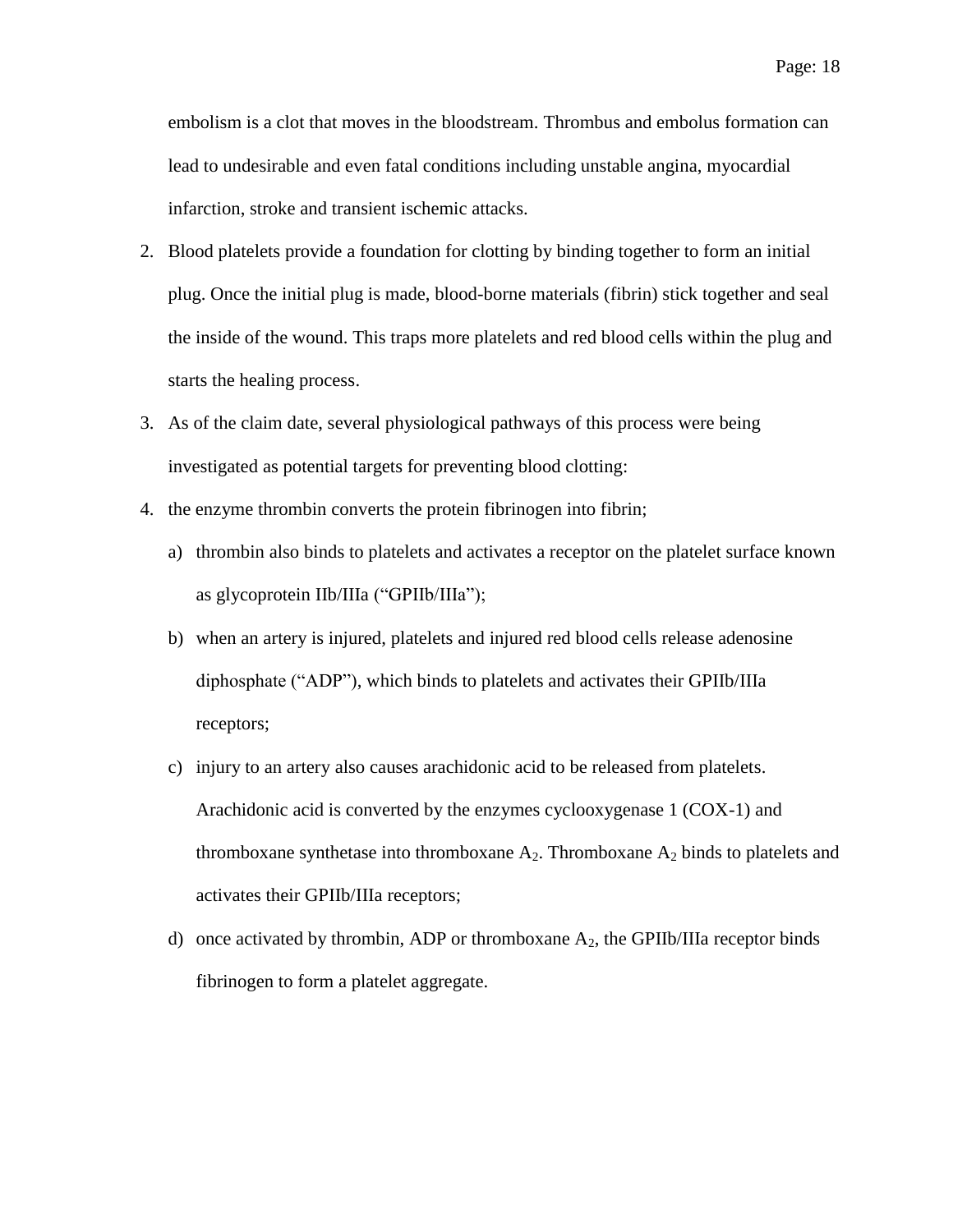embolism is a clot that moves in the bloodstream. Thrombus and embolus formation can lead to undesirable and even fatal conditions including unstable angina, myocardial infarction, stroke and transient ischemic attacks.

2. Blood platelets provide a foundation for clotting by binding together to form an initial plug. Once the initial plug is made, blood-borne materials (fibrin) stick together and seal the inside of the wound. This traps more platelets and red blood cells within the plug and starts the healing process.

3. As of the claim date, several physiological pathways of this process were being investigated as potential targets for preventing blood clotting:

4. the enzyme thrombin converts the protein fibrinogen into fibrin;

   a) thrombin also binds to platelets and activates a receptor on the platelet surface known as glycoprotein IIb/IIIa ("GPIIb/IIIa");

   b) when an artery is injured, platelets and injured red blood cells release adenosine diphosphate ("ADP"), which binds to platelets and activates their GPIIb/IIIa receptors;

   c) injury to an artery also causes arachidonic acid to be released from platelets. Arachidonic acid is converted by the enzymes cyclooxygenase 1 (COX-1) and thromboxane synthetase into thromboxane $A_2$. Thromboxane $A_2$ binds to platelets and activates their GPIIb/IIIa receptors;

   d) once activated by thrombin, ADP or thromboxane $A_2$, the GPIIb/IIIa receptor binds fibrinogen to form a platelet aggregate.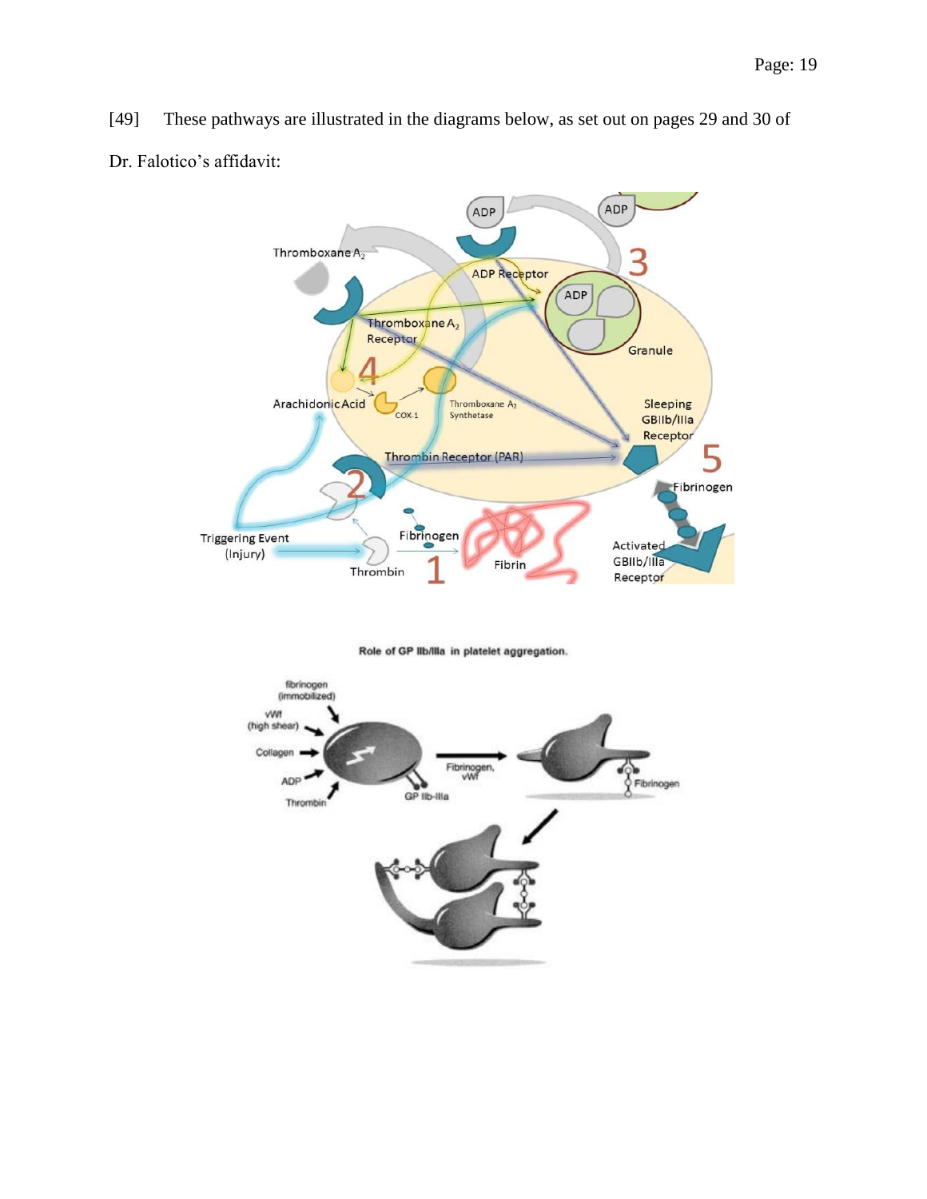[49] These pathways are illustrated in the diagrams below, as set out on pages 29 and 30 of Dr. Falotico's affidavit:

Role of GP IIb/IIIa in platelet aggregation.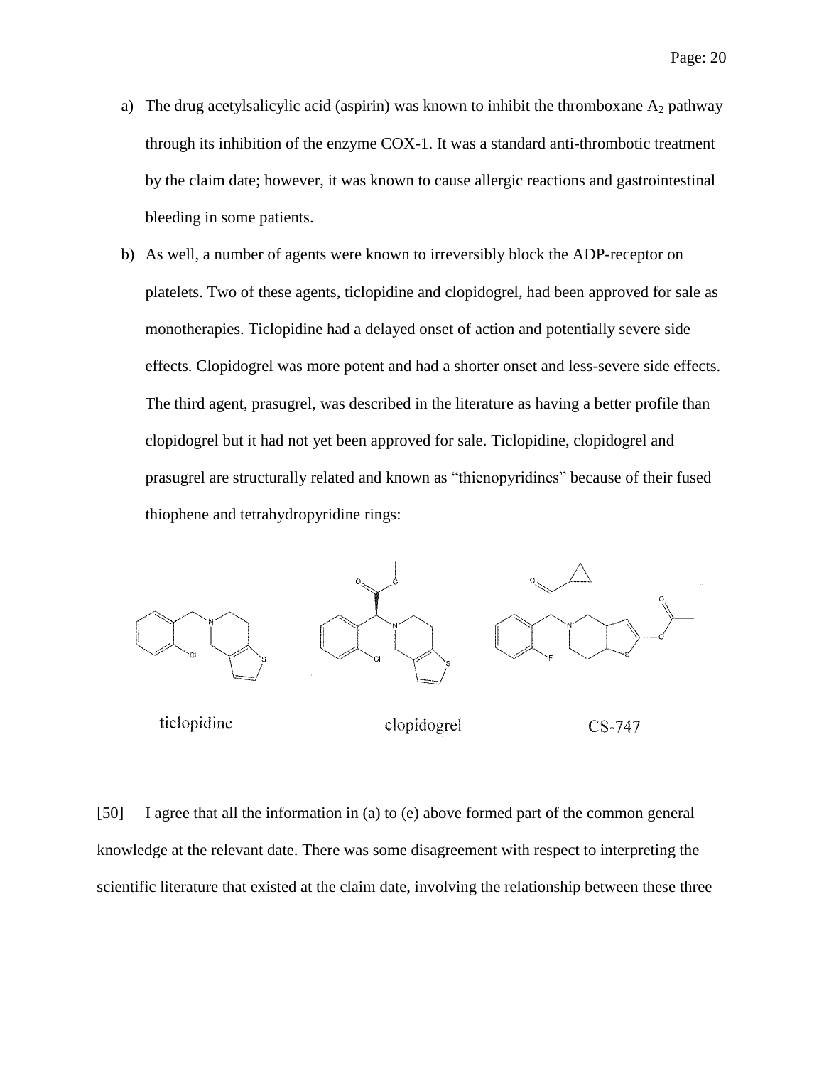a) The drug acetylsalicylic acid (aspirin) was known to inhibit the thromboxane $A_2$ pathway through its inhibition of the enzyme COX-1. It was a standard anti-thrombotic treatment by the claim date; however, it was known to cause allergic reactions and gastrointestinal bleeding in some patients.

b) As well, a number of agents were known to irreversibly block the ADP-receptor on platelets. Two of these agents, ticlopidine and clopidogrel, had been approved for sale as monotherapies. Ticlopidine had a delayed onset of action and potentially severe side effects. Clopidogrel was more potent and had a shorter onset and less-severe side effects. The third agent, prasugrel, was described in the literature as having a better profile than clopidogrel but it had not yet been approved for sale. Ticlopidine, clopidogrel and prasugrel are structurally related and known as "thienopyridines" because of their fused thiophene and tetrahydropyridine rings:

ticlopidine clopidogrel CS-747

[50] I agree that all the information in (a) to (e) above formed part of the common general knowledge at the relevant date. There was some disagreement with respect to interpreting the scientific literature that existed at the claim date, involving the relationship between these three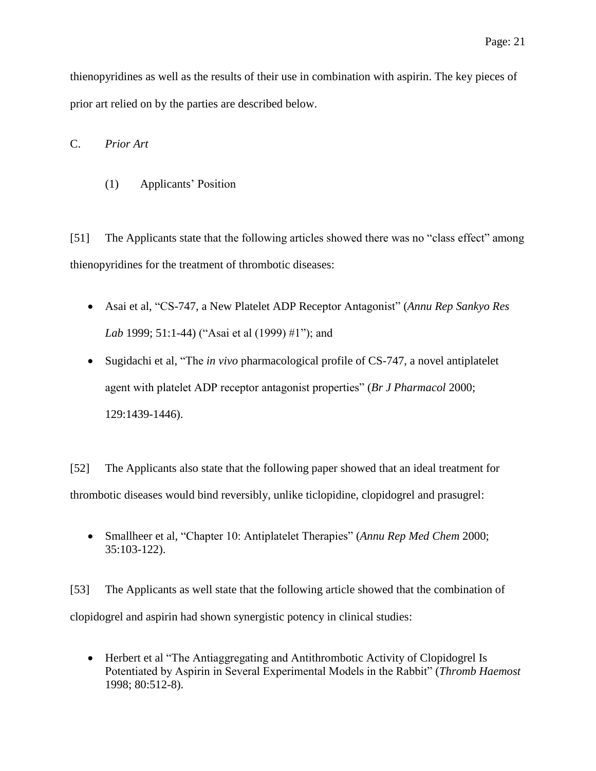thienopyridines as well as the results of their use in combination with aspirin. The key pieces of prior art relied on by the parties are described below.

### C. *Prior Art*

#### (1) Applicants' Position

[51] The Applicants state that the following articles showed there was no "class effect" among thienopyridines for the treatment of thrombotic diseases:

- Asai et al, "CS-747, a New Platelet ADP Receptor Antagonist" (*Annu Rep Sankyo Res Lab* 1999; 51:1-44) ("Asai et al (1999) #1"); and
- Sugidachi et al, "The *in vivo* pharmacological profile of CS-747, a novel antiplatelet agent with platelet ADP receptor antagonist properties" (*Br J Pharmacol* 2000; 129:1439-1446).

[52] The Applicants also state that the following paper showed that an ideal treatment for thrombotic diseases would bind reversibly, unlike ticlopidine, clopidogrel and prasugrel:

- Smallheer et al, "Chapter 10: Antiplatelet Therapies" (*Annu Rep Med Chem* 2000; 35:103-122).

[53] The Applicants as well state that the following article showed that the combination of clopidogrel and aspirin had shown synergistic potency in clinical studies:

- Herbert et al "The Antiaggregating and Antithrombotic Activity of Clopidogrel Is Potentiated by Aspirin in Several Experimental Models in the Rabbit" (*Thromb Haemost* 1998; 80:512-8).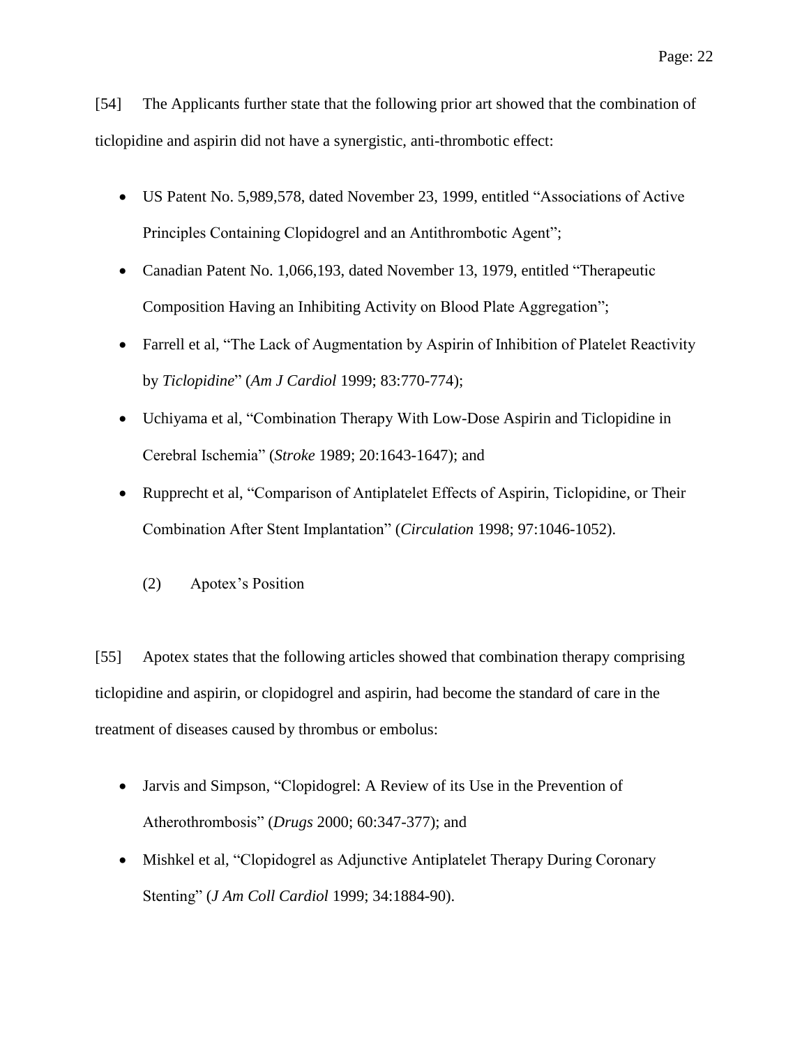[54] The Applicants further state that the following prior art showed that the combination of ticlopidine and aspirin did not have a synergistic, anti-thrombotic effect:

- US Patent No. 5,989,578, dated November 23, 1999, entitled "Associations of Active Principles Containing Clopidogrel and an Antithrombotic Agent";
- Canadian Patent No. 1,066,193, dated November 13, 1979, entitled "Therapeutic Composition Having an Inhibiting Activity on Blood Plate Aggregation";
- Farrell et al, "The Lack of Augmentation by Aspirin of Inhibition of Platelet Reactivity by *Ticlopidine*" (*Am J Cardiol* 1999; 83:770-774);
- Uchiyama et al, "Combination Therapy With Low-Dose Aspirin and Ticlopidine in Cerebral Ischemia" (*Stroke* 1989; 20:1643-1647); and
- Rupprecht et al, "Comparison of Antiplatelet Effects of Aspirin, Ticlopidine, or Their Combination After Stent Implantation" (*Circulation* 1998; 97:1046-1052).

(2) Apotex's Position

[55] Apotex states that the following articles showed that combination therapy comprising ticlopidine and aspirin, or clopidogrel and aspirin, had become the standard of care in the treatment of diseases caused by thrombus or embolus:

- Jarvis and Simpson, "Clopidogrel: A Review of its Use in the Prevention of Atherothrombosis" (*Drugs* 2000; 60:347-377); and
- Mishkel et al, "Clopidogrel as Adjunctive Antiplatelet Therapy During Coronary Stenting" (*J Am Coll Cardiol* 1999; 34:1884-90).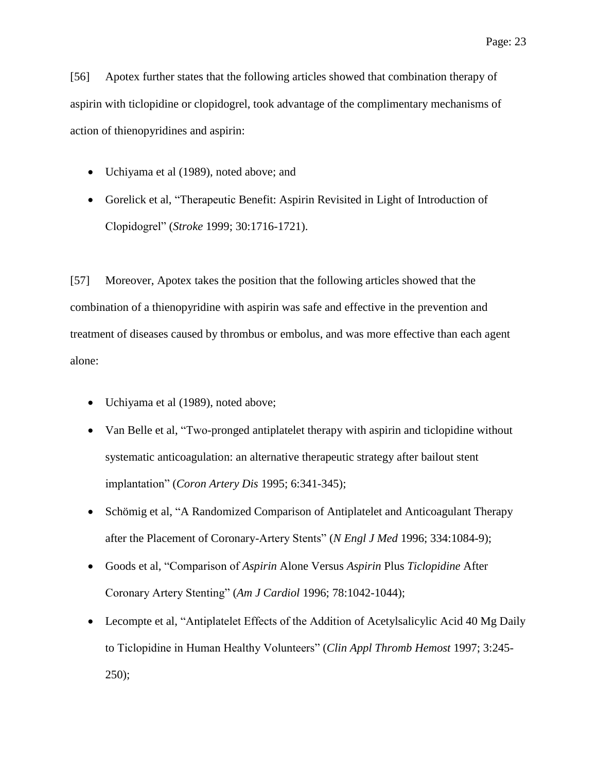[56] Apotex further states that the following articles showed that combination therapy of aspirin with ticlopidine or clopidogrel, took advantage of the complimentary mechanisms of action of thienopyridines and aspirin:

- Uchiyama et al (1989), noted above; and
- Gorelick et al, "Therapeutic Benefit: Aspirin Revisited in Light of Introduction of Clopidogrel" (*Stroke* 1999; 30:1716-1721).

[57] Moreover, Apotex takes the position that the following articles showed that the combination of a thienopyridine with aspirin was safe and effective in the prevention and treatment of diseases caused by thrombus or embolus, and was more effective than each agent alone:

- Uchiyama et al (1989), noted above;
- Van Belle et al, "Two-pronged antiplatelet therapy with aspirin and ticlopidine without systematic anticoagulation: an alternative therapeutic strategy after bailout stent implantation" (*Coron Artery Dis* 1995; 6:341-345);
- Schömig et al, "A Randomized Comparison of Antiplatelet and Anticoagulant Therapy after the Placement of Coronary-Artery Stents" (*N Engl J Med* 1996; 334:1084-9);
- Goods et al, "Comparison of *Aspirin* Alone Versus *Aspirin* Plus *Ticlopidine* After Coronary Artery Stenting" (*Am J Cardiol* 1996; 78:1042-1044);
- Lecompte et al, "Antiplatelet Effects of the Addition of Acetylsalicylic Acid 40 Mg Daily to Ticlopidine in Human Healthy Volunteers" (*Clin Appl Thromb Hemost* 1997; 3:245-250);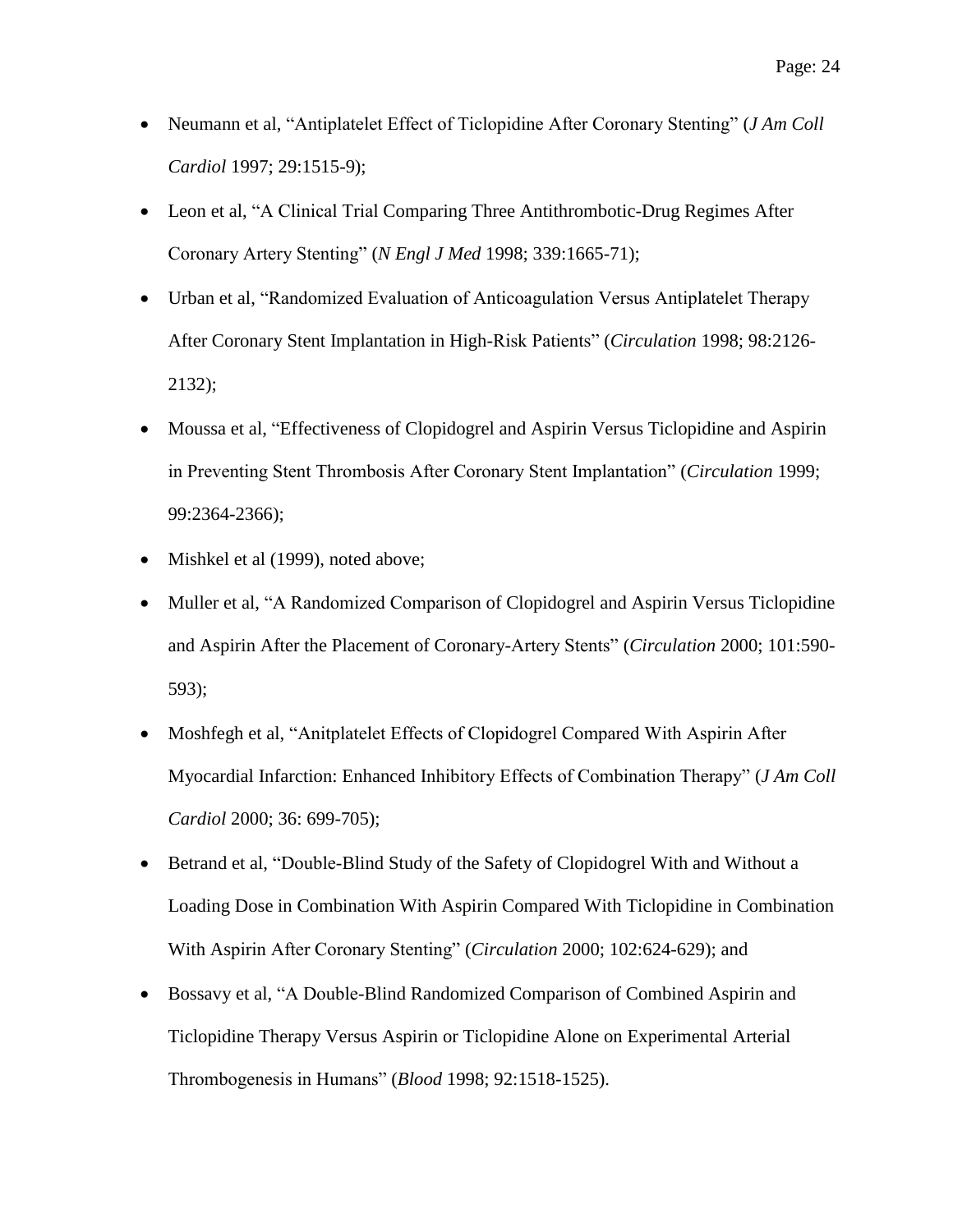- Neumann et al, “Antiplatelet Effect of Ticlopidine After Coronary Stenting” (*J Am Coll Cardiol* 1997; 29:1515-9);
- Leon et al, “A Clinical Trial Comparing Three Antithrombotic-Drug Regimes After Coronary Artery Stenting” (*N Engl J Med* 1998; 339:1665-71);
- Urban et al, “Randomized Evaluation of Anticoagulation Versus Antiplatelet Therapy After Coronary Stent Implantation in High-Risk Patients” (*Circulation* 1998; 98:2126-2132);
- Moussa et al, “Effectiveness of Clopidogrel and Aspirin Versus Ticlopidine and Aspirin in Preventing Stent Thrombosis After Coronary Stent Implantation” (*Circulation* 1999; 99:2364-2366);
- Mishkel et al (1999), noted above;
- Muller et al, “A Randomized Comparison of Clopidogrel and Aspirin Versus Ticlopidine and Aspirin After the Placement of Coronary-Artery Stents” (*Circulation* 2000; 101:590-593);
- Moshfegh et al, “Anitplatelet Effects of Clopidogrel Compared With Aspirin After Myocardial Infarction: Enhanced Inhibitory Effects of Combination Therapy” (*J Am Coll Cardiol* 2000; 36: 699-705);
- Betrand et al, “Double-Blind Study of the Safety of Clopidogrel With and Without a Loading Dose in Combination With Aspirin Compared With Ticlopidine in Combination With Aspirin After Coronary Stenting” (*Circulation* 2000; 102:624-629); and
- Bossavy et al, “A Double-Blind Randomized Comparison of Combined Aspirin and Ticlopidine Therapy Versus Aspirin or Ticlopidine Alone on Experimental Arterial Thrombogenesis in Humans” (*Blood* 1998; 92:1518-1525).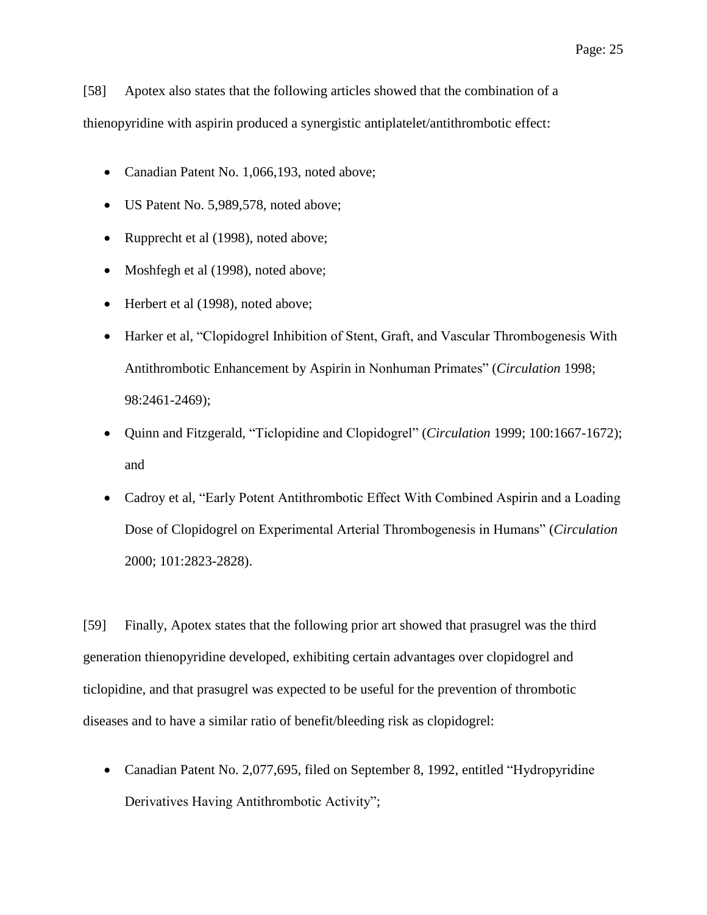[58] Apotex also states that the following articles showed that the combination of a thienopyridine with aspirin produced a synergistic antiplatelet/antithrombotic effect:

- Canadian Patent No. 1,066,193, noted above;
- US Patent No. 5,989,578, noted above;
- Rupprecht et al (1998), noted above;
- Moshfegh et al (1998), noted above;
- Herbert et al (1998), noted above;
- Harker et al, "Clopidogrel Inhibition of Stent, Graft, and Vascular Thrombogenesis With Antithrombotic Enhancement by Aspirin in Nonhuman Primates" (*Circulation* 1998; 98:2461-2469);
- Quinn and Fitzgerald, "Ticlopidine and Clopidogrel" (*Circulation* 1999; 100:1667-1672); and
- Cadroy et al, "Early Potent Antithrombotic Effect With Combined Aspirin and a Loading Dose of Clopidogrel on Experimental Arterial Thrombogenesis in Humans" (*Circulation* 2000; 101:2823-2828).

[59] Finally, Apotex states that the following prior art showed that prasugrel was the third generation thienopyridine developed, exhibiting certain advantages over clopidogrel and ticlopidine, and that prasugrel was expected to be useful for the prevention of thrombotic diseases and to have a similar ratio of benefit/bleeding risk as clopidogrel:

- Canadian Patent No. 2,077,695, filed on September 8, 1992, entitled "Hydropyridine Derivatives Having Antithrombotic Activity";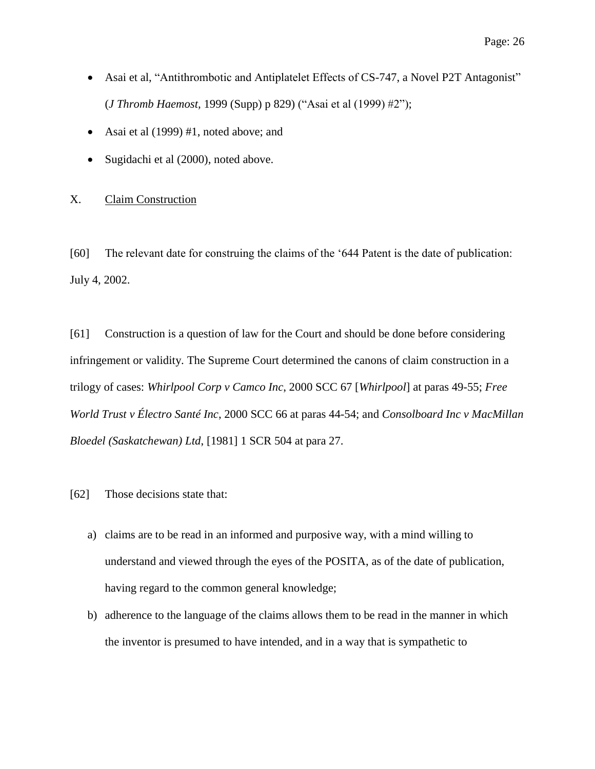- Asai et al, "Antithrombotic and Antiplatelet Effects of CS-747, a Novel P2T Antagonist" (*J Thromb Haemost*, 1999 (Supp) p 829) ("Asai et al (1999) #2");
- Asai et al (1999) #1, noted above; and
- Sugidachi et al (2000), noted above.

## X. Claim Construction

[60] The relevant date for construing the claims of the '644 Patent is the date of publication: July 4, 2002.

[61] Construction is a question of law for the Court and should be done before considering infringement or validity. The Supreme Court determined the canons of claim construction in a trilogy of cases: *Whirlpool Corp v Camco Inc*, 2000 SCC 67 [*Whirlpool*] at paras 49-55; *Free World Trust v Électro Santé Inc*, 2000 SCC 66 at paras 44-54; and *Consolboard Inc v MacMillan Bloedel (Saskatchewan) Ltd*, [1981] 1 SCR 504 at para 27.

[62] Those decisions state that:

a) claims are to be read in an informed and purposive way, with a mind willing to understand and viewed through the eyes of the POSITA, as of the date of publication, having regard to the common general knowledge;

b) adherence to the language of the claims allows them to be read in the manner in which the inventor is presumed to have intended, and in a way that is sympathetic to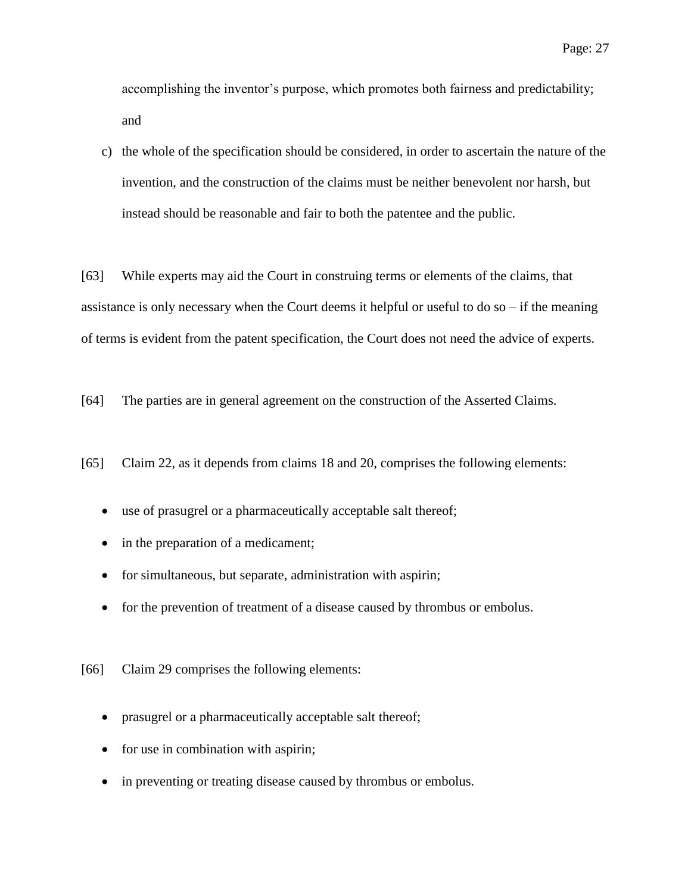accomplishing the inventor's purpose, which promotes both fairness and predictability; and

c) the whole of the specification should be considered, in order to ascertain the nature of the invention, and the construction of the claims must be neither benevolent nor harsh, but instead should be reasonable and fair to both the patentee and the public.

[63] While experts may aid the Court in construing terms or elements of the claims, that assistance is only necessary when the Court deems it helpful or useful to do so – if the meaning of terms is evident from the patent specification, the Court does not need the advice of experts.

[64] The parties are in general agreement on the construction of the Asserted Claims.

[65] Claim 22, as it depends from claims 18 and 20, comprises the following elements:

- use of prasugrel or a pharmaceutically acceptable salt thereof;
- in the preparation of a medicament;
- for simultaneous, but separate, administration with aspirin;
- for the prevention of treatment of a disease caused by thrombus or embolus.

[66] Claim 29 comprises the following elements:

- prasugrel or a pharmaceutically acceptable salt thereof;
- for use in combination with aspirin;
- in preventing or treating disease caused by thrombus or embolus.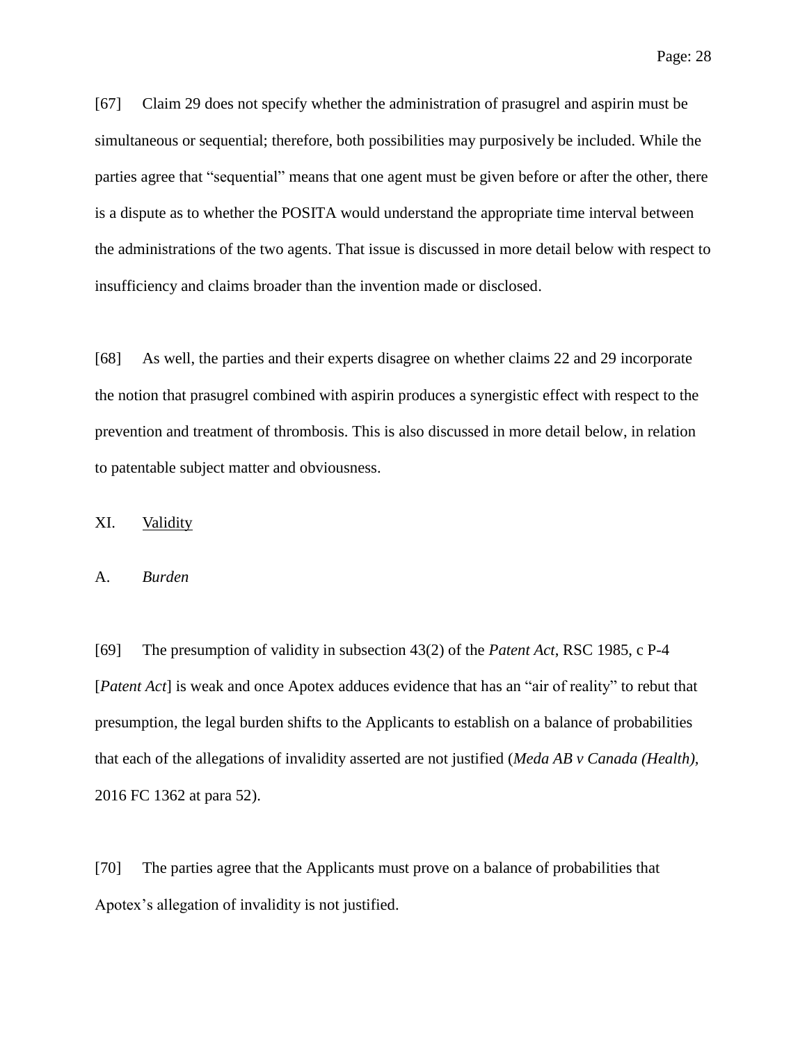[67] Claim 29 does not specify whether the administration of prasugrel and aspirin must be simultaneous or sequential; therefore, both possibilities may purposively be included. While the parties agree that "sequential" means that one agent must be given before or after the other, there is a dispute as to whether the POSITA would understand the appropriate time interval between the administrations of the two agents. That issue is discussed in more detail below with respect to insufficiency and claims broader than the invention made or disclosed.

[68] As well, the parties and their experts disagree on whether claims 22 and 29 incorporate the notion that prasugrel combined with aspirin produces a synergistic effect with respect to the prevention and treatment of thrombosis. This is also discussed in more detail below, in relation to patentable subject matter and obviousness.

## XI. Validity

### A. *Burden*

[69] The presumption of validity in subsection 43(2) of the *Patent Act*, RSC 1985, c P-4 [*Patent Act*] is weak and once Apotex adduces evidence that has an "air of reality" to rebut that presumption, the legal burden shifts to the Applicants to establish on a balance of probabilities that each of the allegations of invalidity asserted are not justified (*Meda AB v Canada (Health)*, 2016 FC 1362 at para 52).

[70] The parties agree that the Applicants must prove on a balance of probabilities that Apotex's allegation of invalidity is not justified.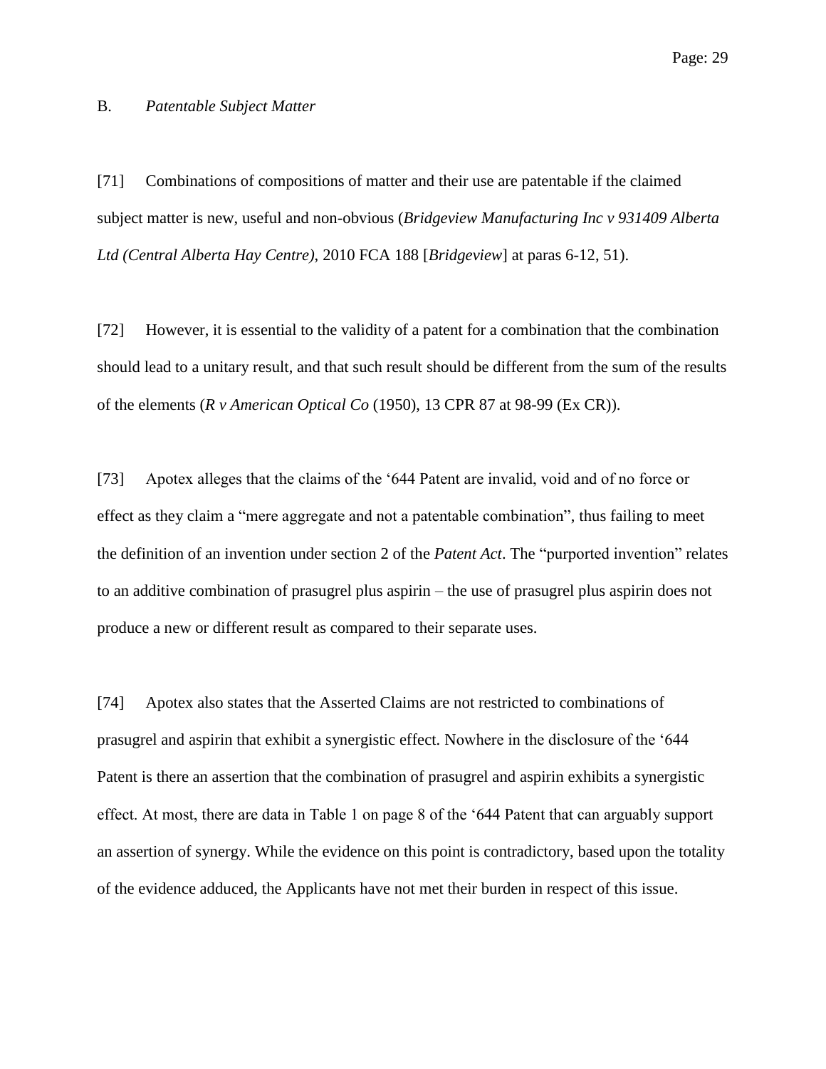### B. *Patentable Subject Matter*

[71] Combinations of compositions of matter and their use are patentable if the claimed subject matter is new, useful and non-obvious (*Bridgeview Manufacturing Inc v 931409 Alberta Ltd (Central Alberta Hay Centre)*, 2010 FCA 188 [*Bridgeview*] at paras 6-12, 51).

[72] However, it is essential to the validity of a patent for a combination that the combination should lead to a unitary result, and that such result should be different from the sum of the results of the elements (*R v American Optical Co* (1950), 13 CPR 87 at 98-99 (Ex CR)).

[73] Apotex alleges that the claims of the ‘644 Patent are invalid, void and of no force or effect as they claim a “mere aggregate and not a patentable combination”, thus failing to meet the definition of an invention under section 2 of the *Patent Act*. The “purported invention” relates to an additive combination of prasugrel plus aspirin – the use of prasugrel plus aspirin does not produce a new or different result as compared to their separate uses.

[74] Apotex also states that the Asserted Claims are not restricted to combinations of prasugrel and aspirin that exhibit a synergistic effect. Nowhere in the disclosure of the ‘644 Patent is there an assertion that the combination of prasugrel and aspirin exhibits a synergistic effect. At most, there are data in Table 1 on page 8 of the ‘644 Patent that can arguably support an assertion of synergy. While the evidence on this point is contradictory, based upon the totality of the evidence adduced, the Applicants have not met their burden in respect of this issue.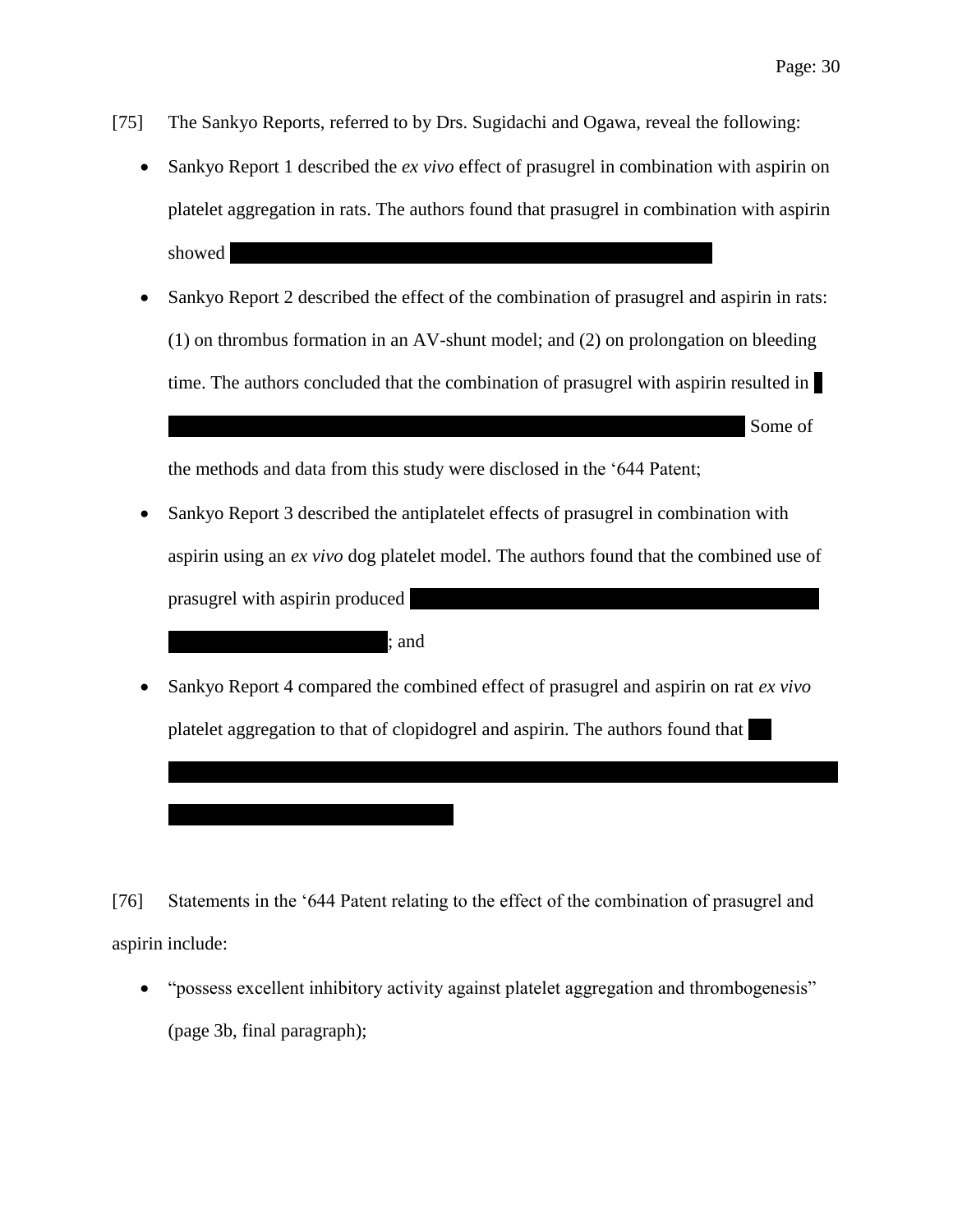[75] The Sankyo Reports, referred to by Drs. Sugidachi and Ogawa, reveal the following:

- Sankyo Report 1 described the *ex vivo* effect of prasugrel in combination with aspirin on platelet aggregation in rats. The authors found that prasugrel in combination with aspirin showed
- Sankyo Report 2 described the effect of the combination of prasugrel and aspirin in rats: (1) on thrombus formation in an AV-shunt model; and (2) on prolongation on bleeding time. The authors concluded that the combination of prasugrel with aspirin resulted in Some of the methods and data from this study were disclosed in the '644 Patent;
- Sankyo Report 3 described the antiplatelet effects of prasugrel in combination with aspirin using an *ex vivo* dog platelet model. The authors found that the combined use of prasugrel with aspirin produced ; and
- Sankyo Report 4 compared the combined effect of prasugrel and aspirin on rat *ex vivo* platelet aggregation to that of clopidogrel and aspirin. The authors found that

[76] Statements in the '644 Patent relating to the effect of the combination of prasugrel and aspirin include:

- "possess excellent inhibitory activity against platelet aggregation and thrombogenesis" (page 3b, final paragraph);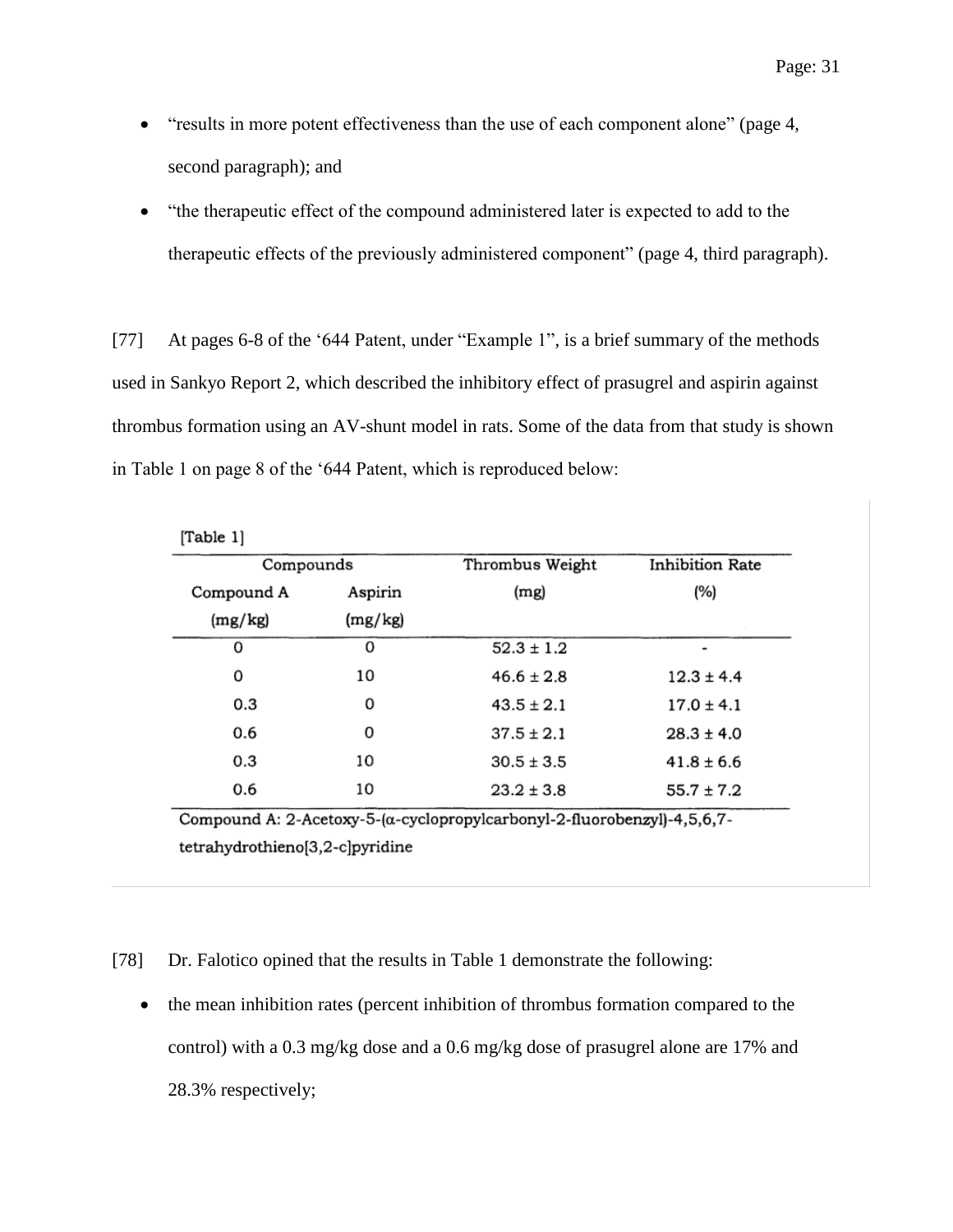- "results in more potent effectiveness than the use of each component alone" (page 4, second paragraph); and
- "the therapeutic effect of the compound administered later is expected to add to the therapeutic effects of the previously administered component" (page 4, third paragraph).

[77] At pages 6-8 of the '644 Patent, under "Example 1", is a brief summary of the methods used in Sankyo Report 2, which described the inhibitory effect of prasugrel and aspirin against thrombus formation using an AV-shunt model in rats. Some of the data from that study is shown in Table 1 on page 8 of the '644 Patent, which is reproduced below:

[Table 1]

| Compounds | | Thrombus Weight | Inhibition Rate |
|---|---|---|---|
| Compound A (mg/kg) | Aspirin (mg/kg) | (mg) | (%) |
| 0 | 0 | 52.3 ± 1.2 | - |
| 0 | 10 | 46.6 ± 2.8 | 12.3 ± 4.4 |
| 0.3 | 0 | 43.5 ± 2.1 | 17.0 ± 4.1 |
| 0.6 | 0 | 37.5 ± 2.1 | 28.3 ± 4.0 |
| 0.3 | 10 | 30.5 ± 3.5 | 41.8 ± 6.6 |
| 0.6 | 10 | 23.2 ± 3.8 | 55.7 ± 7.2 |

Compound A: 2-Acetoxy-5-(α-cyclopropylcarbonyl-2-fluorobenzyl)-4,5,6,7-tetrahydrothieno[3,2-c]pyridine

[78] Dr. Falotico opined that the results in Table 1 demonstrate the following:

- the mean inhibition rates (percent inhibition of thrombus formation compared to the control) with a 0.3 mg/kg dose and a 0.6 mg/kg dose of prasugrel alone are 17% and 28.3% respectively;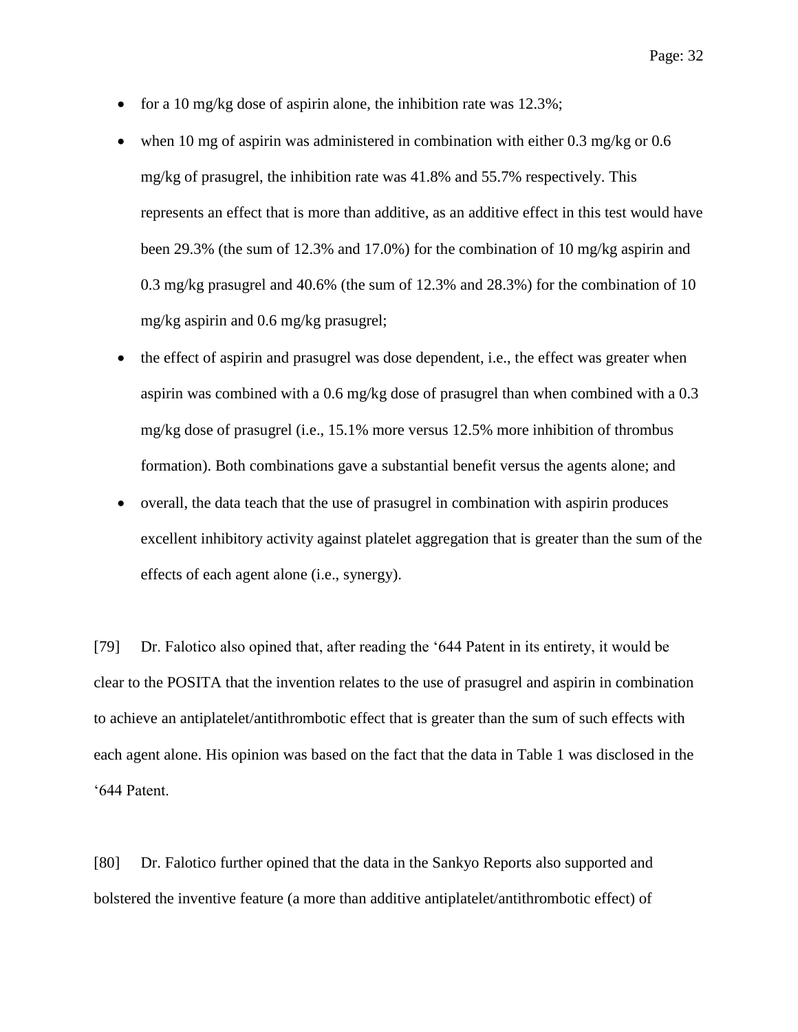- for a 10 mg/kg dose of aspirin alone, the inhibition rate was 12.3%;
- when 10 mg of aspirin was administered in combination with either 0.3 mg/kg or 0.6 mg/kg of prasugrel, the inhibition rate was 41.8% and 55.7% respectively. This represents an effect that is more than additive, as an additive effect in this test would have been 29.3% (the sum of 12.3% and 17.0%) for the combination of 10 mg/kg aspirin and 0.3 mg/kg prasugrel and 40.6% (the sum of 12.3% and 28.3%) for the combination of 10 mg/kg aspirin and 0.6 mg/kg prasugrel;
- the effect of aspirin and prasugrel was dose dependent, i.e., the effect was greater when aspirin was combined with a 0.6 mg/kg dose of prasugrel than when combined with a 0.3 mg/kg dose of prasugrel (i.e., 15.1% more versus 12.5% more inhibition of thrombus formation). Both combinations gave a substantial benefit versus the agents alone; and
- overall, the data teach that the use of prasugrel in combination with aspirin produces excellent inhibitory activity against platelet aggregation that is greater than the sum of the effects of each agent alone (i.e., synergy).

[79] Dr. Falotico also opined that, after reading the '644 Patent in its entirety, it would be clear to the POSITA that the invention relates to the use of prasugrel and aspirin in combination to achieve an antiplatelet/antithrombotic effect that is greater than the sum of such effects with each agent alone. His opinion was based on the fact that the data in Table 1 was disclosed in the '644 Patent.

[80] Dr. Falotico further opined that the data in the Sankyo Reports also supported and bolstered the inventive feature (a more than additive antiplatelet/antithrombotic effect) of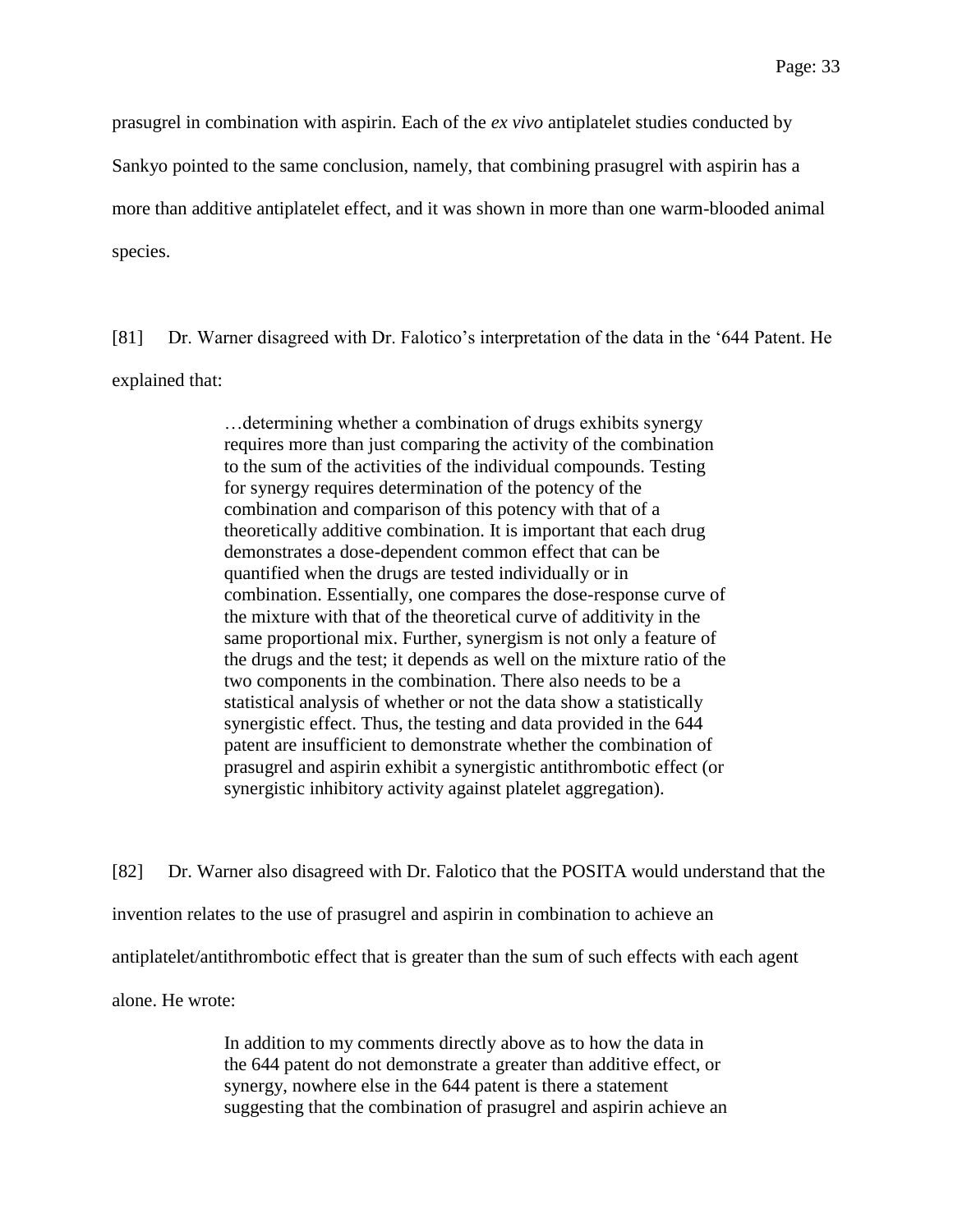prasugrel in combination with aspirin. Each of the *ex vivo* antiplatelet studies conducted by Sankyo pointed to the same conclusion, namely, that combining prasugrel with aspirin has a more than additive antiplatelet effect, and it was shown in more than one warm-blooded animal species.

[81] Dr. Warner disagreed with Dr. Falotico's interpretation of the data in the '644 Patent. He explained that:

> …determining whether a combination of drugs exhibits synergy requires more than just comparing the activity of the combination to the sum of the activities of the individual compounds. Testing for synergy requires determination of the potency of the combination and comparison of this potency with that of a theoretically additive combination. It is important that each drug demonstrates a dose-dependent common effect that can be quantified when the drugs are tested individually or in combination. Essentially, one compares the dose-response curve of the mixture with that of the theoretical curve of additivity in the same proportional mix. Further, synergism is not only a feature of the drugs and the test; it depends as well on the mixture ratio of the two components in the combination. There also needs to be a statistical analysis of whether or not the data show a statistically synergistic effect. Thus, the testing and data provided in the 644 patent are insufficient to demonstrate whether the combination of prasugrel and aspirin exhibit a synergistic antithrombotic effect (or synergistic inhibitory activity against platelet aggregation).

[82] Dr. Warner also disagreed with Dr. Falotico that the POSITA would understand that the invention relates to the use of prasugrel and aspirin in combination to achieve an antiplatelet/antithrombotic effect that is greater than the sum of such effects with each agent alone. He wrote:

> In addition to my comments directly above as to how the data in the 644 patent do not demonstrate a greater than additive effect, or synergy, nowhere else in the 644 patent is there a statement suggesting that the combination of prasugrel and aspirin achieve an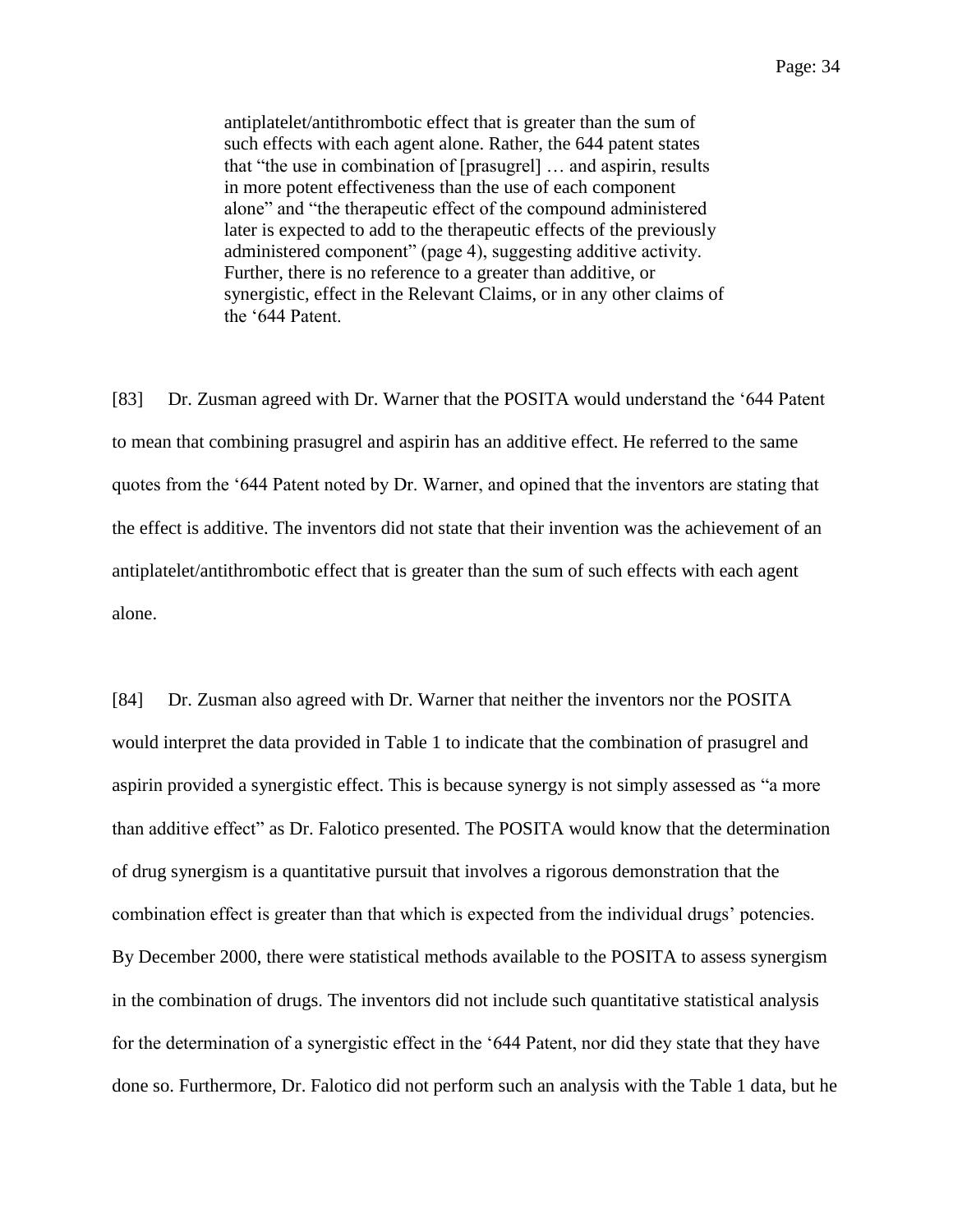> antiplatelet/antithrombotic effect that is greater than the sum of such effects with each agent alone. Rather, the 644 patent states that "the use in combination of [prasugrel] … and aspirin, results in more potent effectiveness than the use of each component alone" and "the therapeutic effect of the compound administered later is expected to add to the therapeutic effects of the previously administered component" (page 4), suggesting additive activity. Further, there is no reference to a greater than additive, or synergistic, effect in the Relevant Claims, or in any other claims of the '644 Patent.

[83] Dr. Zusman agreed with Dr. Warner that the POSITA would understand the '644 Patent to mean that combining prasugrel and aspirin has an additive effect. He referred to the same quotes from the '644 Patent noted by Dr. Warner, and opined that the inventors are stating that the effect is additive. The inventors did not state that their invention was the achievement of an antiplatelet/antithrombotic effect that is greater than the sum of such effects with each agent alone.

[84] Dr. Zusman also agreed with Dr. Warner that neither the inventors nor the POSITA would interpret the data provided in Table 1 to indicate that the combination of prasugrel and aspirin provided a synergistic effect. This is because synergy is not simply assessed as "a more than additive effect" as Dr. Falotico presented. The POSITA would know that the determination of drug synergism is a quantitative pursuit that involves a rigorous demonstration that the combination effect is greater than that which is expected from the individual drugs' potencies. By December 2000, there were statistical methods available to the POSITA to assess synergism in the combination of drugs. The inventors did not include such quantitative statistical analysis for the determination of a synergistic effect in the '644 Patent, nor did they state that they have done so. Furthermore, Dr. Falotico did not perform such an analysis with the Table 1 data, but he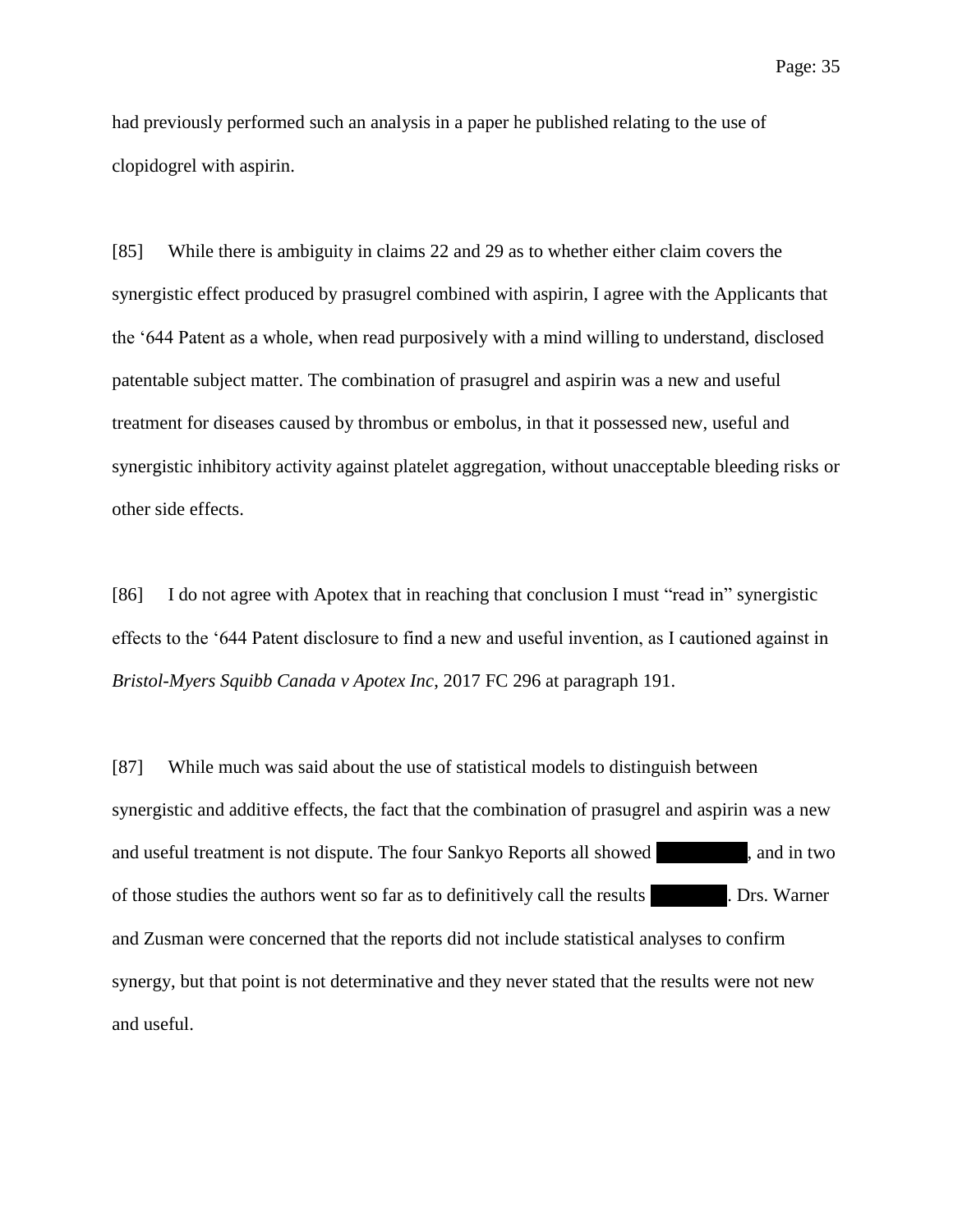had previously performed such an analysis in a paper he published relating to the use of clopidogrel with aspirin.

[85] While there is ambiguity in claims 22 and 29 as to whether either claim covers the synergistic effect produced by prasugrel combined with aspirin, I agree with the Applicants that the '644 Patent as a whole, when read purposively with a mind willing to understand, disclosed patentable subject matter. The combination of prasugrel and aspirin was a new and useful treatment for diseases caused by thrombus or embolus, in that it possessed new, useful and synergistic inhibitory activity against platelet aggregation, without unacceptable bleeding risks or other side effects.

[86] I do not agree with Apotex that in reaching that conclusion I must "read in" synergistic effects to the '644 Patent disclosure to find a new and useful invention, as I cautioned against in *Bristol-Myers Squibb Canada v Apotex Inc*, 2017 FC 296 at paragraph 191.

[87] While much was said about the use of statistical models to distinguish between synergistic and additive effects, the fact that the combination of prasugrel and aspirin was a new and useful treatment is not dispute. The four Sankyo Reports all showed ████████, and in two of those studies the authors went so far as to definitively call the results ███████. Drs. Warner and Zusman were concerned that the reports did not include statistical analyses to confirm synergy, but that point is not determinative and they never stated that the results were not new and useful.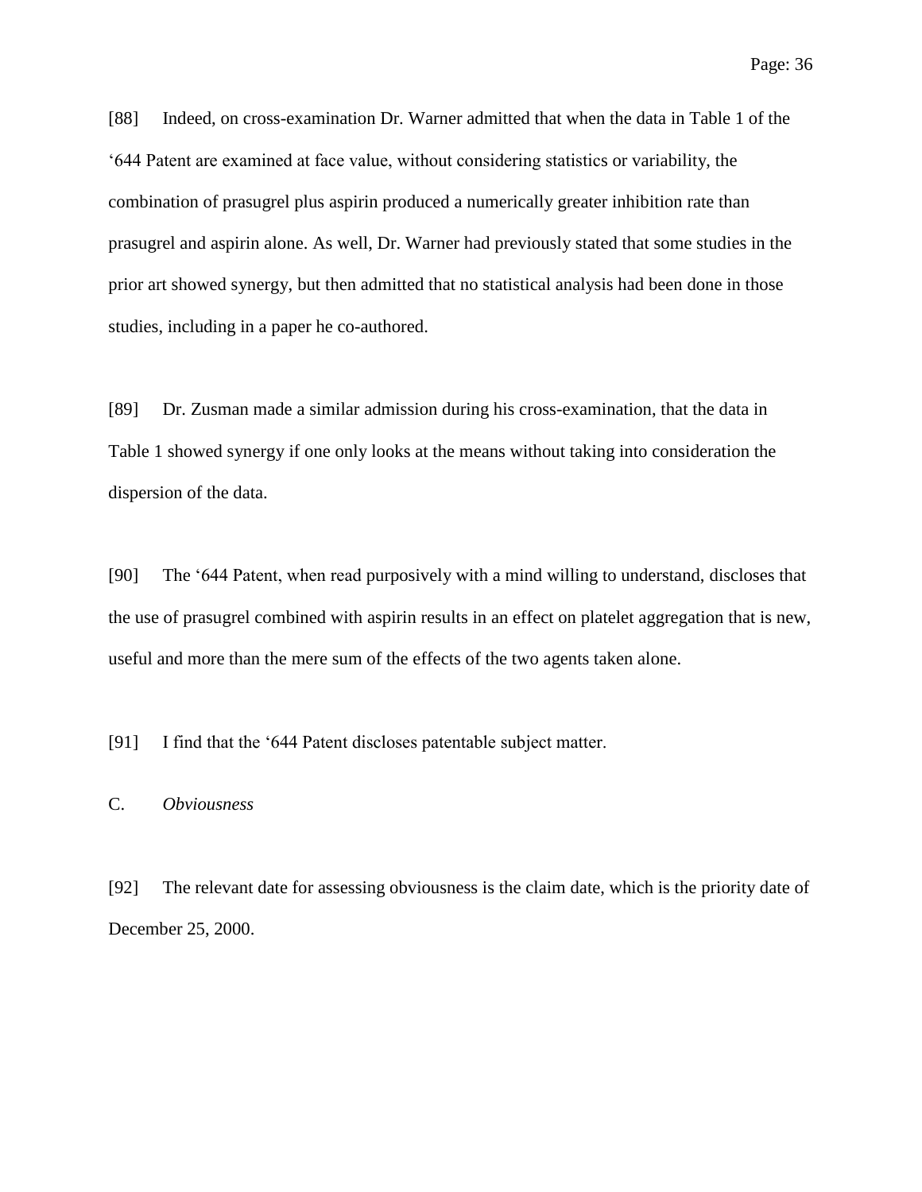[88] Indeed, on cross-examination Dr. Warner admitted that when the data in Table 1 of the '644 Patent are examined at face value, without considering statistics or variability, the combination of prasugrel plus aspirin produced a numerically greater inhibition rate than prasugrel and aspirin alone. As well, Dr. Warner had previously stated that some studies in the prior art showed synergy, but then admitted that no statistical analysis had been done in those studies, including in a paper he co-authored.

[89] Dr. Zusman made a similar admission during his cross-examination, that the data in Table 1 showed synergy if one only looks at the means without taking into consideration the dispersion of the data.

[90] The '644 Patent, when read purposively with a mind willing to understand, discloses that the use of prasugrel combined with aspirin results in an effect on platelet aggregation that is new, useful and more than the mere sum of the effects of the two agents taken alone.

[91] I find that the '644 Patent discloses patentable subject matter.

### C. *Obviousness*

[92] The relevant date for assessing obviousness is the claim date, which is the priority date of December 25, 2000.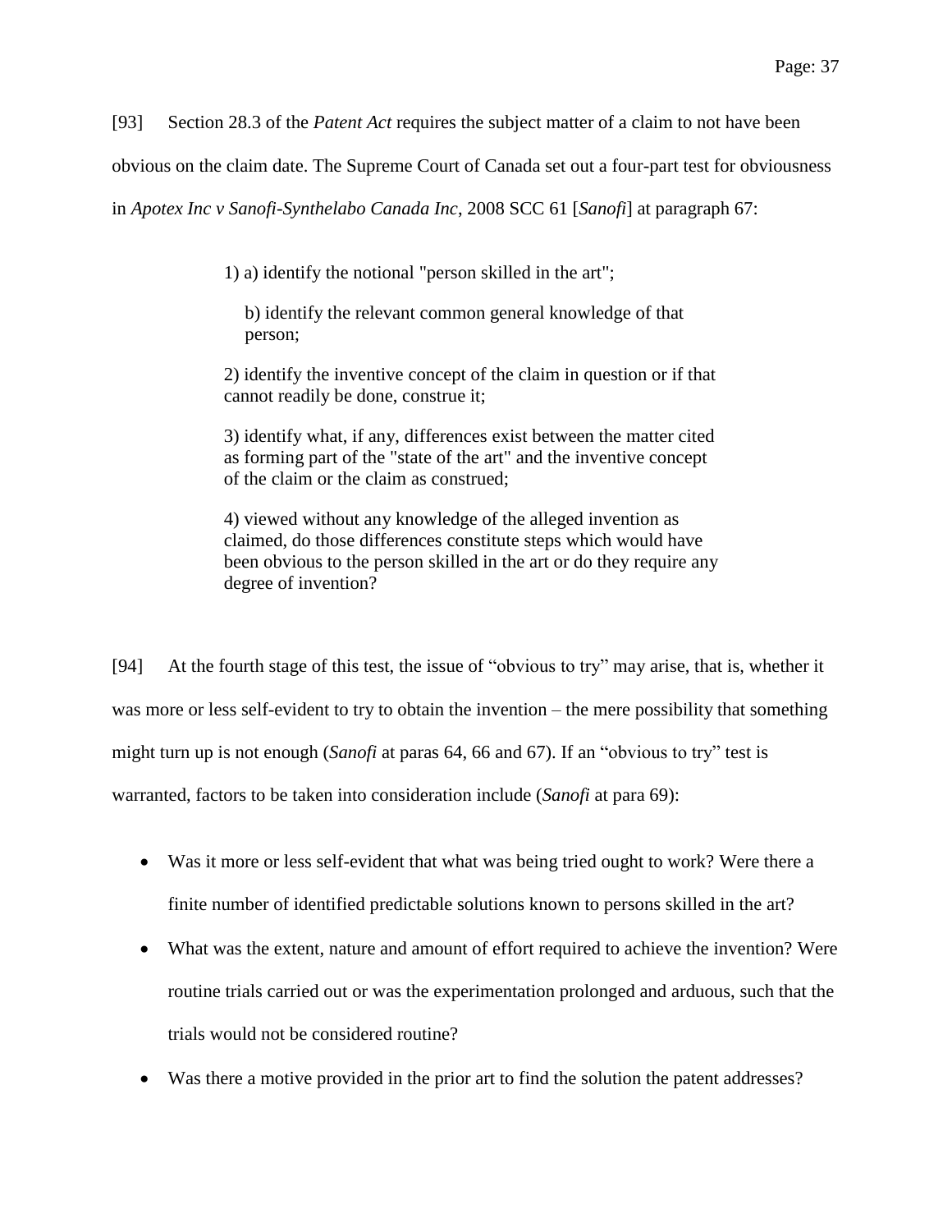[93] Section 28.3 of the *Patent Act* requires the subject matter of a claim to not have been obvious on the claim date. The Supreme Court of Canada set out a four-part test for obviousness in *Apotex Inc v Sanofi-Synthelabo Canada Inc*, 2008 SCC 61 [*Sanofi*] at paragraph 67:

> 1) a) identify the notional "person skilled in the art";
>
> b) identify the relevant common general knowledge of that person;
>
> 2) identify the inventive concept of the claim in question or if that cannot readily be done, construe it;
>
> 3) identify what, if any, differences exist between the matter cited as forming part of the "state of the art" and the inventive concept of the claim or the claim as construed;
>
> 4) viewed without any knowledge of the alleged invention as claimed, do those differences constitute steps which would have been obvious to the person skilled in the art or do they require any degree of invention?

[94] At the fourth stage of this test, the issue of "obvious to try" may arise, that is, whether it was more or less self-evident to try to obtain the invention – the mere possibility that something might turn up is not enough (*Sanofi* at paras 64, 66 and 67). If an "obvious to try" test is warranted, factors to be taken into consideration include (*Sanofi* at para 69):

- Was it more or less self-evident that what was being tried ought to work? Were there a finite number of identified predictable solutions known to persons skilled in the art?
- What was the extent, nature and amount of effort required to achieve the invention? Were routine trials carried out or was the experimentation prolonged and arduous, such that the trials would not be considered routine?
- Was there a motive provided in the prior art to find the solution the patent addresses?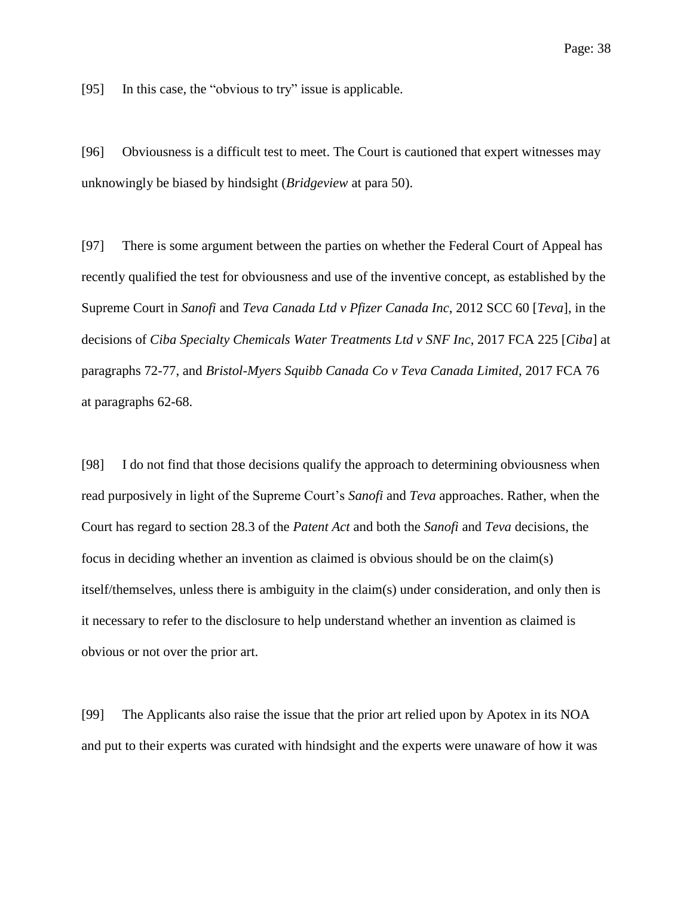[95] In this case, the "obvious to try" issue is applicable.

[96] Obviousness is a difficult test to meet. The Court is cautioned that expert witnesses may unknowingly be biased by hindsight (*Bridgeview* at para 50).

[97] There is some argument between the parties on whether the Federal Court of Appeal has recently qualified the test for obviousness and use of the inventive concept, as established by the Supreme Court in *Sanofi* and *Teva Canada Ltd v Pfizer Canada Inc*, 2012 SCC 60 [*Teva*], in the decisions of *Ciba Specialty Chemicals Water Treatments Ltd v SNF Inc*, 2017 FCA 225 [*Ciba*] at paragraphs 72-77, and *Bristol-Myers Squibb Canada Co v Teva Canada Limited*, 2017 FCA 76 at paragraphs 62-68.

[98] I do not find that those decisions qualify the approach to determining obviousness when read purposively in light of the Supreme Court's *Sanofi* and *Teva* approaches. Rather, when the Court has regard to section 28.3 of the *Patent Act* and both the *Sanofi* and *Teva* decisions, the focus in deciding whether an invention as claimed is obvious should be on the claim(s) itself/themselves, unless there is ambiguity in the claim(s) under consideration, and only then is it necessary to refer to the disclosure to help understand whether an invention as claimed is obvious or not over the prior art.

[99] The Applicants also raise the issue that the prior art relied upon by Apotex in its NOA and put to their experts was curated with hindsight and the experts were unaware of how it was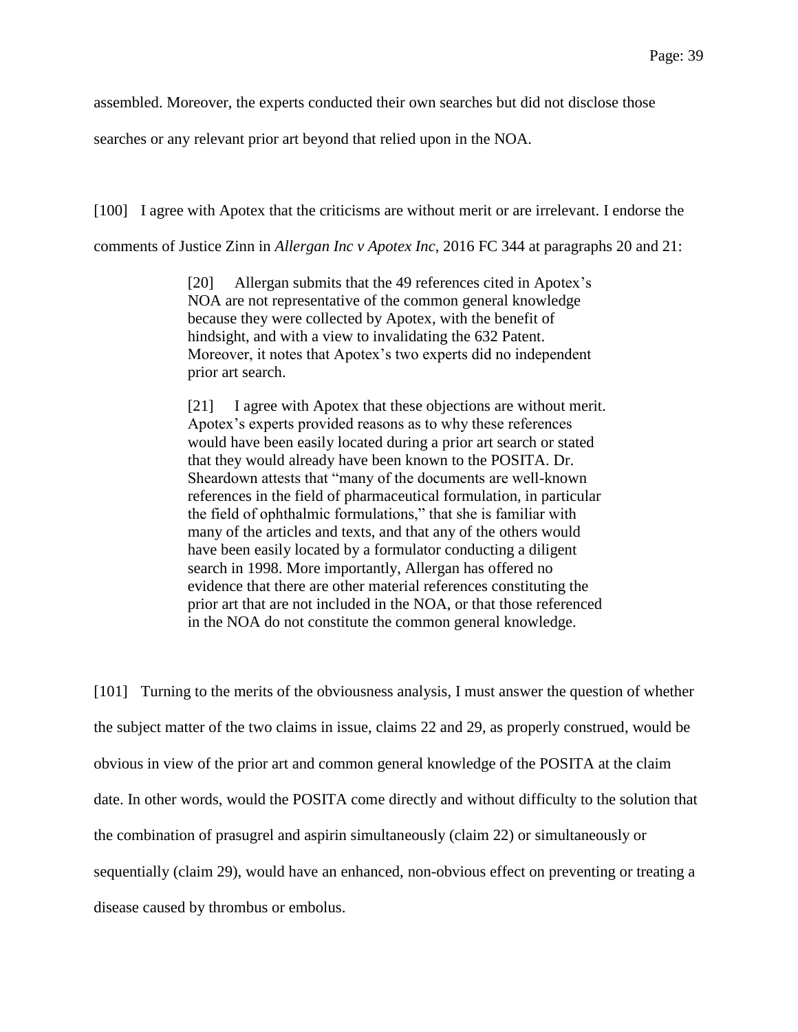assembled. Moreover, the experts conducted their own searches but did not disclose those searches or any relevant prior art beyond that relied upon in the NOA.

[100] I agree with Apotex that the criticisms are without merit or are irrelevant. I endorse the comments of Justice Zinn in *Allergan Inc v Apotex Inc*, 2016 FC 344 at paragraphs 20 and 21:

> [20] Allergan submits that the 49 references cited in Apotex's NOA are not representative of the common general knowledge because they were collected by Apotex, with the benefit of hindsight, and with a view to invalidating the 632 Patent. Moreover, it notes that Apotex's two experts did no independent prior art search.
>
> [21] I agree with Apotex that these objections are without merit. Apotex's experts provided reasons as to why these references would have been easily located during a prior art search or stated that they would already have been known to the POSITA. Dr. Sheardown attests that "many of the documents are well-known references in the field of pharmaceutical formulation, in particular the field of ophthalmic formulations," that she is familiar with many of the articles and texts, and that any of the others would have been easily located by a formulator conducting a diligent search in 1998. More importantly, Allergan has offered no evidence that there are other material references constituting the prior art that are not included in the NOA, or that those referenced in the NOA do not constitute the common general knowledge.

[101] Turning to the merits of the obviousness analysis, I must answer the question of whether the subject matter of the two claims in issue, claims 22 and 29, as properly construed, would be obvious in view of the prior art and common general knowledge of the POSITA at the claim date. In other words, would the POSITA come directly and without difficulty to the solution that the combination of prasugrel and aspirin simultaneously (claim 22) or simultaneously or sequentially (claim 29), would have an enhanced, non-obvious effect on preventing or treating a disease caused by thrombus or embolus.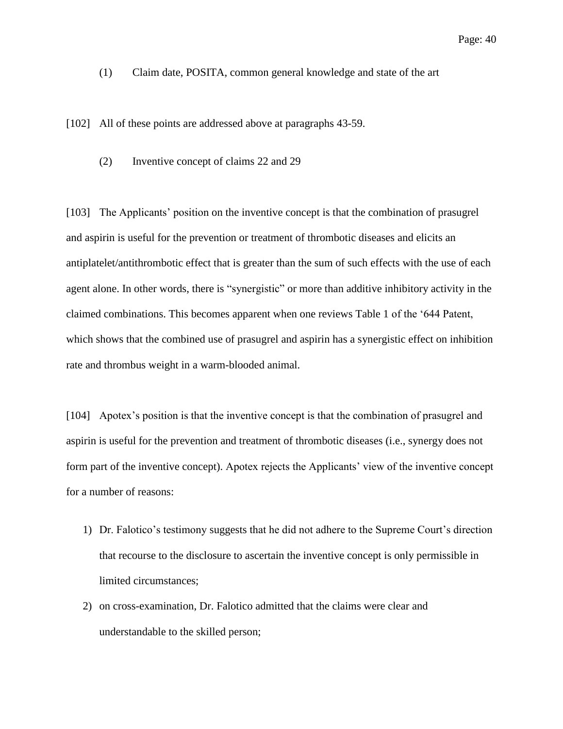(1) Claim date, POSITA, common general knowledge and state of the art

[102] All of these points are addressed above at paragraphs 43-59.

(2) Inventive concept of claims 22 and 29

[103] The Applicants' position on the inventive concept is that the combination of prasugrel and aspirin is useful for the prevention or treatment of thrombotic diseases and elicits an antiplatelet/antithrombotic effect that is greater than the sum of such effects with the use of each agent alone. In other words, there is "synergistic" or more than additive inhibitory activity in the claimed combinations. This becomes apparent when one reviews Table 1 of the '644 Patent, which shows that the combined use of prasugrel and aspirin has a synergistic effect on inhibition rate and thrombus weight in a warm-blooded animal.

[104] Apotex's position is that the inventive concept is that the combination of prasugrel and aspirin is useful for the prevention and treatment of thrombotic diseases (i.e., synergy does not form part of the inventive concept). Apotex rejects the Applicants' view of the inventive concept for a number of reasons:

1) Dr. Falotico's testimony suggests that he did not adhere to the Supreme Court's direction that recourse to the disclosure to ascertain the inventive concept is only permissible in limited circumstances;
2) on cross-examination, Dr. Falotico admitted that the claims were clear and understandable to the skilled person;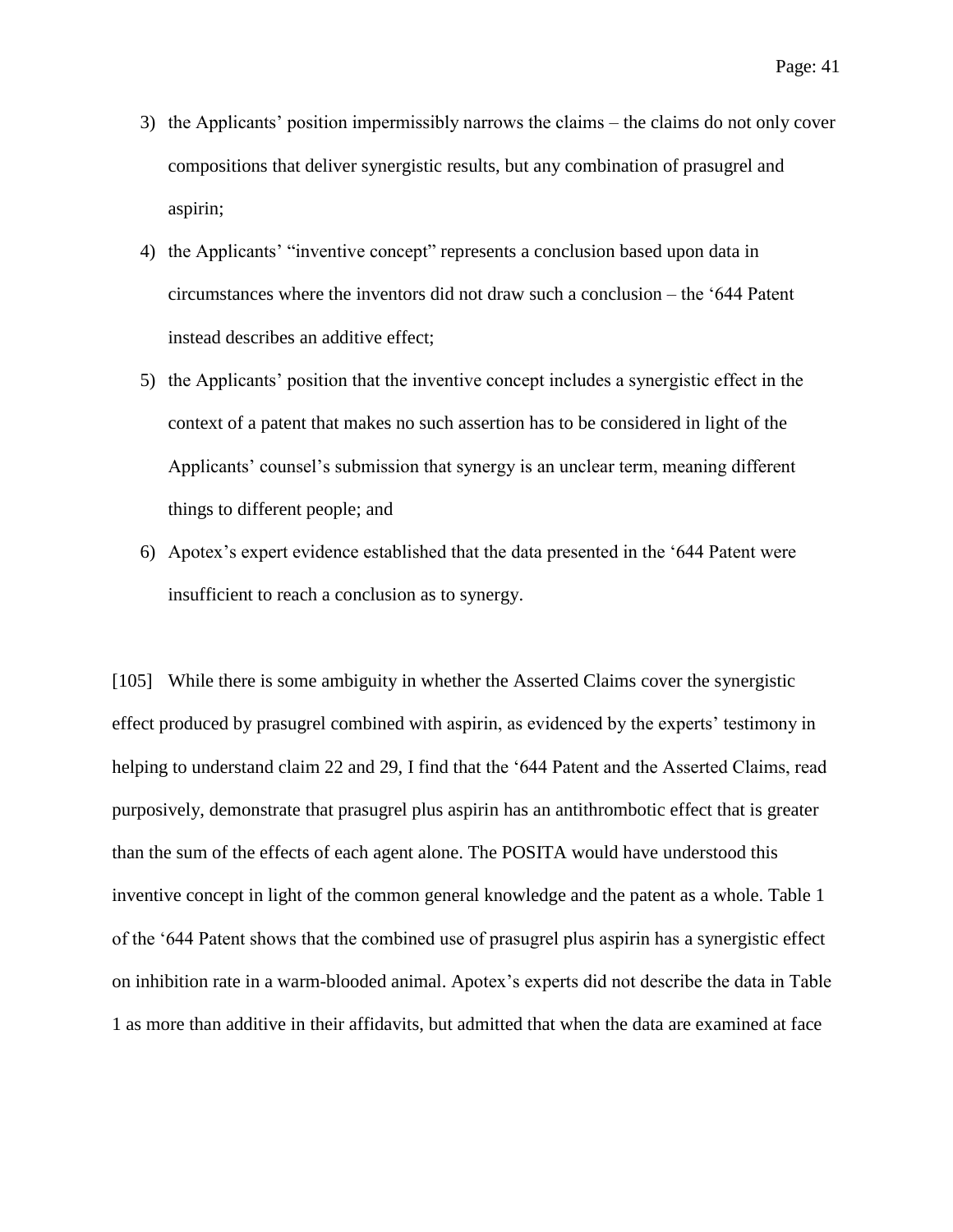3) the Applicants' position impermissibly narrows the claims – the claims do not only cover compositions that deliver synergistic results, but any combination of prasugrel and aspirin;

4) the Applicants' "inventive concept" represents a conclusion based upon data in circumstances where the inventors did not draw such a conclusion – the '644 Patent instead describes an additive effect;

5) the Applicants' position that the inventive concept includes a synergistic effect in the context of a patent that makes no such assertion has to be considered in light of the Applicants' counsel's submission that synergy is an unclear term, meaning different things to different people; and

6) Apotex's expert evidence established that the data presented in the '644 Patent were insufficient to reach a conclusion as to synergy.

[105] While there is some ambiguity in whether the Asserted Claims cover the synergistic effect produced by prasugrel combined with aspirin, as evidenced by the experts' testimony in helping to understand claim 22 and 29, I find that the '644 Patent and the Asserted Claims, read purposively, demonstrate that prasugrel plus aspirin has an antithrombotic effect that is greater than the sum of the effects of each agent alone. The POSITA would have understood this inventive concept in light of the common general knowledge and the patent as a whole. Table 1 of the '644 Patent shows that the combined use of prasugrel plus aspirin has a synergistic effect on inhibition rate in a warm-blooded animal. Apotex's experts did not describe the data in Table 1 as more than additive in their affidavits, but admitted that when the data are examined at face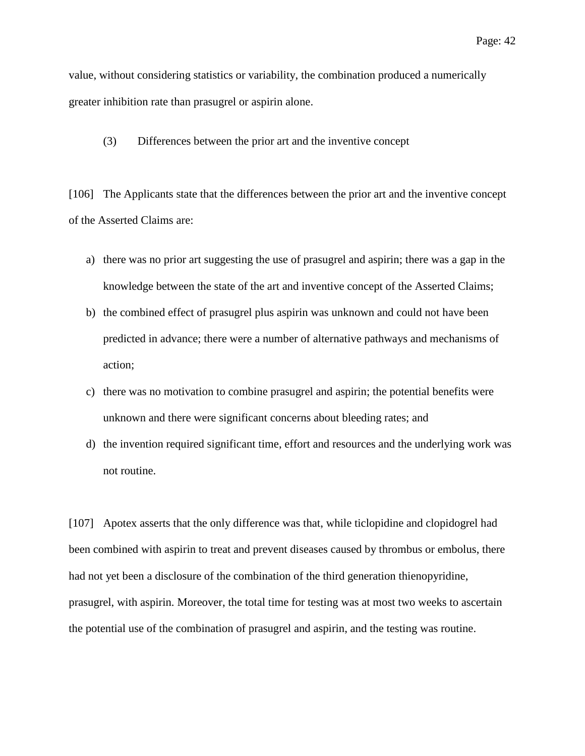value, without considering statistics or variability, the combination produced a numerically greater inhibition rate than prasugrel or aspirin alone.

(3) Differences between the prior art and the inventive concept

[106] The Applicants state that the differences between the prior art and the inventive concept of the Asserted Claims are:

a) there was no prior art suggesting the use of prasugrel and aspirin; there was a gap in the knowledge between the state of the art and inventive concept of the Asserted Claims;
b) the combined effect of prasugrel plus aspirin was unknown and could not have been predicted in advance; there were a number of alternative pathways and mechanisms of action;
c) there was no motivation to combine prasugrel and aspirin; the potential benefits were unknown and there were significant concerns about bleeding rates; and
d) the invention required significant time, effort and resources and the underlying work was not routine.

[107] Apotex asserts that the only difference was that, while ticlopidine and clopidogrel had been combined with aspirin to treat and prevent diseases caused by thrombus or embolus, there had not yet been a disclosure of the combination of the third generation thienopyridine, prasugrel, with aspirin. Moreover, the total time for testing was at most two weeks to ascertain the potential use of the combination of prasugrel and aspirin, and the testing was routine.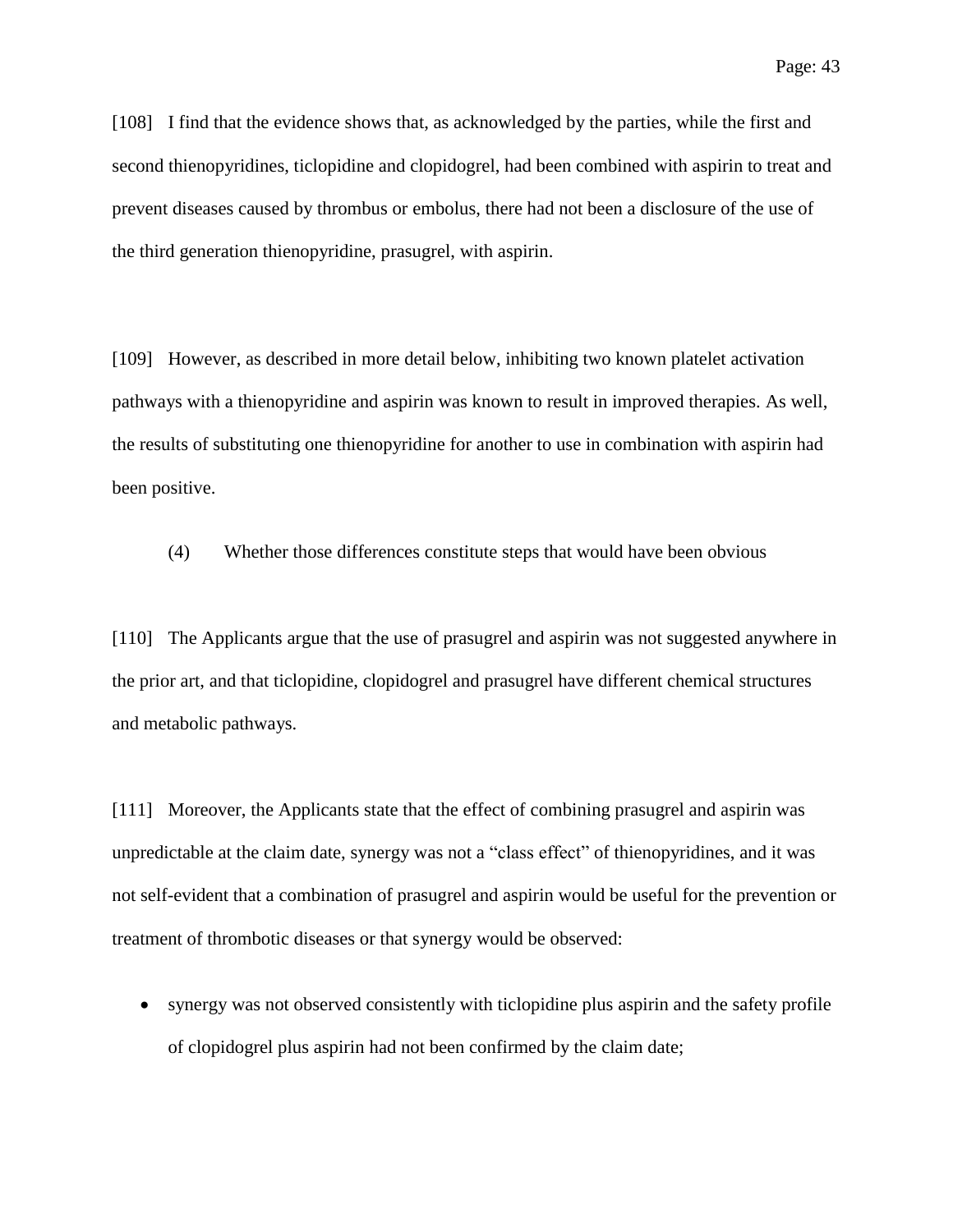[108] I find that the evidence shows that, as acknowledged by the parties, while the first and second thienopyridines, ticlopidine and clopidogrel, had been combined with aspirin to treat and prevent diseases caused by thrombus or embolus, there had not been a disclosure of the use of the third generation thienopyridine, prasugrel, with aspirin.

[109] However, as described in more detail below, inhibiting two known platelet activation pathways with a thienopyridine and aspirin was known to result in improved therapies. As well, the results of substituting one thienopyridine for another to use in combination with aspirin had been positive.

(4) Whether those differences constitute steps that would have been obvious

[110] The Applicants argue that the use of prasugrel and aspirin was not suggested anywhere in the prior art, and that ticlopidine, clopidogrel and prasugrel have different chemical structures and metabolic pathways.

[111] Moreover, the Applicants state that the effect of combining prasugrel and aspirin was unpredictable at the claim date, synergy was not a "class effect" of thienopyridines, and it was not self-evident that a combination of prasugrel and aspirin would be useful for the prevention or treatment of thrombotic diseases or that synergy would be observed:

- synergy was not observed consistently with ticlopidine plus aspirin and the safety profile of clopidogrel plus aspirin had not been confirmed by the claim date;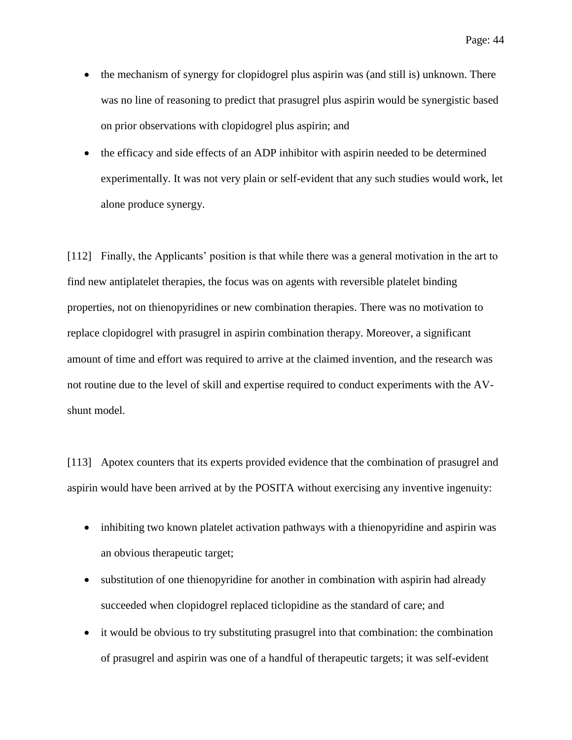- the mechanism of synergy for clopidogrel plus aspirin was (and still is) unknown. There was no line of reasoning to predict that prasugrel plus aspirin would be synergistic based on prior observations with clopidogrel plus aspirin; and
- the efficacy and side effects of an ADP inhibitor with aspirin needed to be determined experimentally. It was not very plain or self-evident that any such studies would work, let alone produce synergy.

[112] Finally, the Applicants' position is that while there was a general motivation in the art to find new antiplatelet therapies, the focus was on agents with reversible platelet binding properties, not on thienopyridines or new combination therapies. There was no motivation to replace clopidogrel with prasugrel in aspirin combination therapy. Moreover, a significant amount of time and effort was required to arrive at the claimed invention, and the research was not routine due to the level of skill and expertise required to conduct experiments with the AV-shunt model.

[113] Apotex counters that its experts provided evidence that the combination of prasugrel and aspirin would have been arrived at by the POSITA without exercising any inventive ingenuity:

- inhibiting two known platelet activation pathways with a thienopyridine and aspirin was an obvious therapeutic target;
- substitution of one thienopyridine for another in combination with aspirin had already succeeded when clopidogrel replaced ticlopidine as the standard of care; and
- it would be obvious to try substituting prasugrel into that combination: the combination of prasugrel and aspirin was one of a handful of therapeutic targets; it was self-evident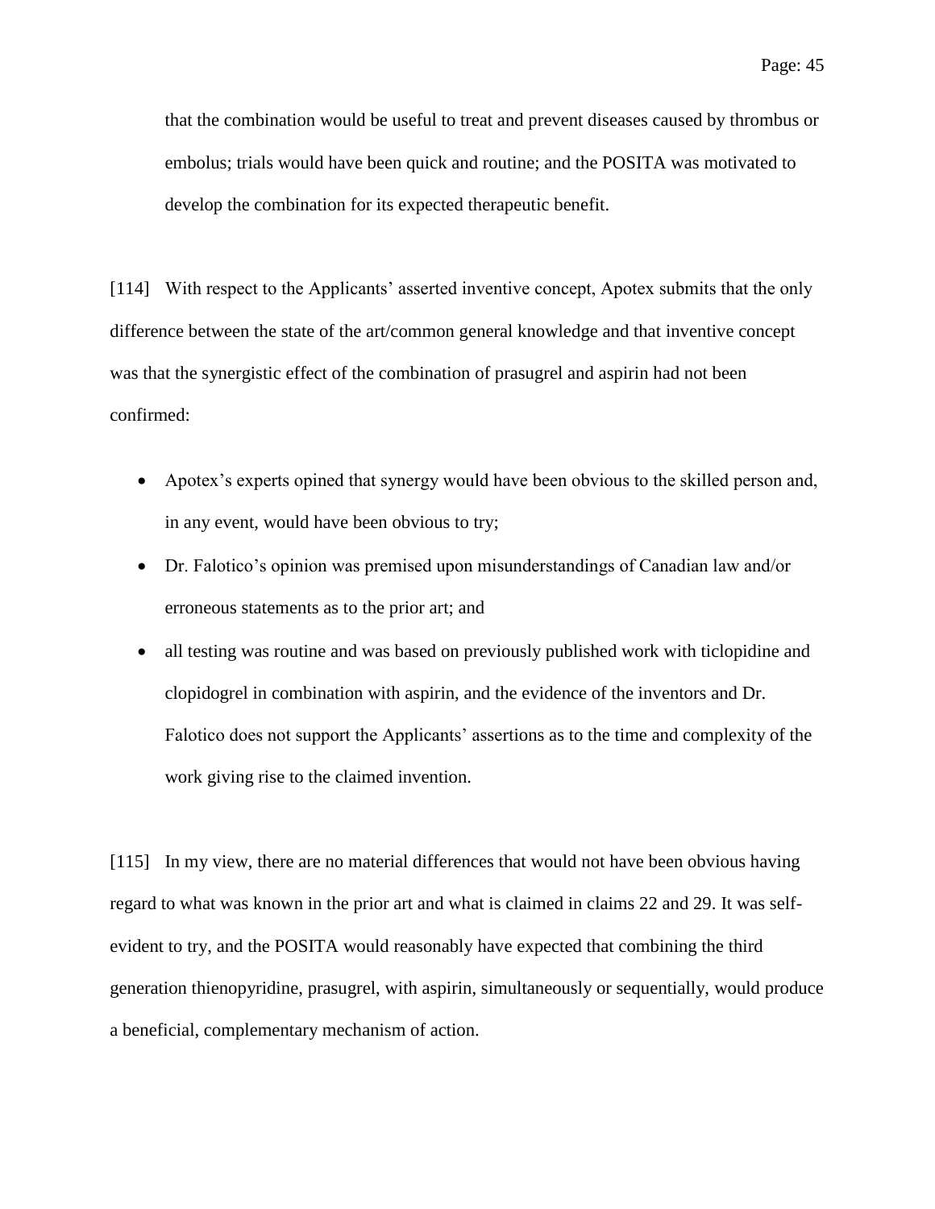that the combination would be useful to treat and prevent diseases caused by thrombus or embolus; trials would have been quick and routine; and the POSITA was motivated to develop the combination for its expected therapeutic benefit.

[114] With respect to the Applicants' asserted inventive concept, Apotex submits that the only difference between the state of the art/common general knowledge and that inventive concept was that the synergistic effect of the combination of prasugrel and aspirin had not been confirmed:

- Apotex's experts opined that synergy would have been obvious to the skilled person and, in any event, would have been obvious to try;
- Dr. Falotico's opinion was premised upon misunderstandings of Canadian law and/or erroneous statements as to the prior art; and
- all testing was routine and was based on previously published work with ticlopidine and clopidogrel in combination with aspirin, and the evidence of the inventors and Dr. Falotico does not support the Applicants' assertions as to the time and complexity of the work giving rise to the claimed invention.

[115] In my view, there are no material differences that would not have been obvious having regard to what was known in the prior art and what is claimed in claims 22 and 29. It was self-evident to try, and the POSITA would reasonably have expected that combining the third generation thienopyridine, prasugrel, with aspirin, simultaneously or sequentially, would produce a beneficial, complementary mechanism of action.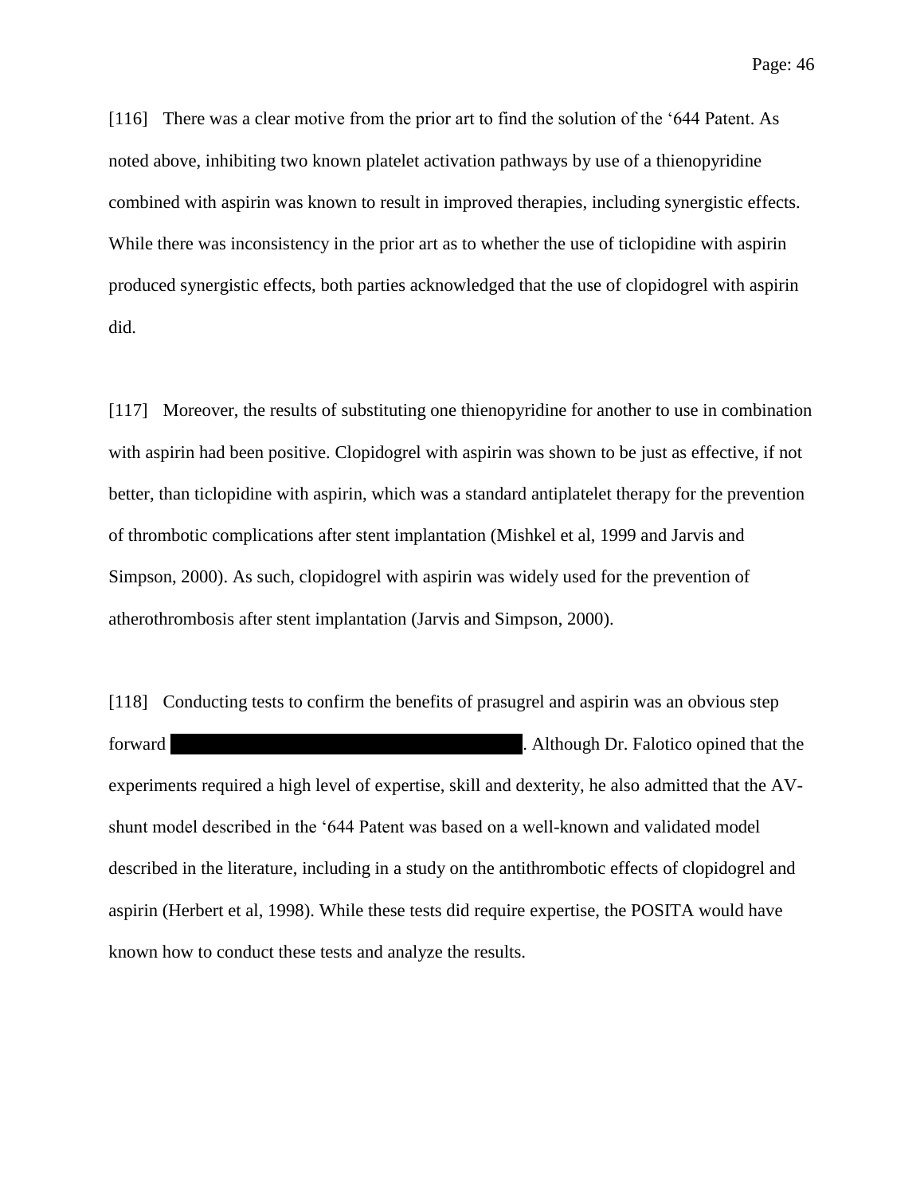[116] There was a clear motive from the prior art to find the solution of the '644 Patent. As noted above, inhibiting two known platelet activation pathways by use of a thienopyridine combined with aspirin was known to result in improved therapies, including synergistic effects. While there was inconsistency in the prior art as to whether the use of ticlopidine with aspirin produced synergistic effects, both parties acknowledged that the use of clopidogrel with aspirin did.

[117] Moreover, the results of substituting one thienopyridine for another to use in combination with aspirin had been positive. Clopidogrel with aspirin was shown to be just as effective, if not better, than ticlopidine with aspirin, which was a standard antiplatelet therapy for the prevention of thrombotic complications after stent implantation (Mishkel et al, 1999 and Jarvis and Simpson, 2000). As such, clopidogrel with aspirin was widely used for the prevention of atherothrombosis after stent implantation (Jarvis and Simpson, 2000).

[118] Conducting tests to confirm the benefits of prasugrel and aspirin was an obvious step forward ████████████████████. Although Dr. Falotico opined that the experiments required a high level of expertise, skill and dexterity, he also admitted that the AV-shunt model described in the '644 Patent was based on a well-known and validated model described in the literature, including in a study on the antithrombotic effects of clopidogrel and aspirin (Herbert et al, 1998). While these tests did require expertise, the POSITA would have known how to conduct these tests and analyze the results.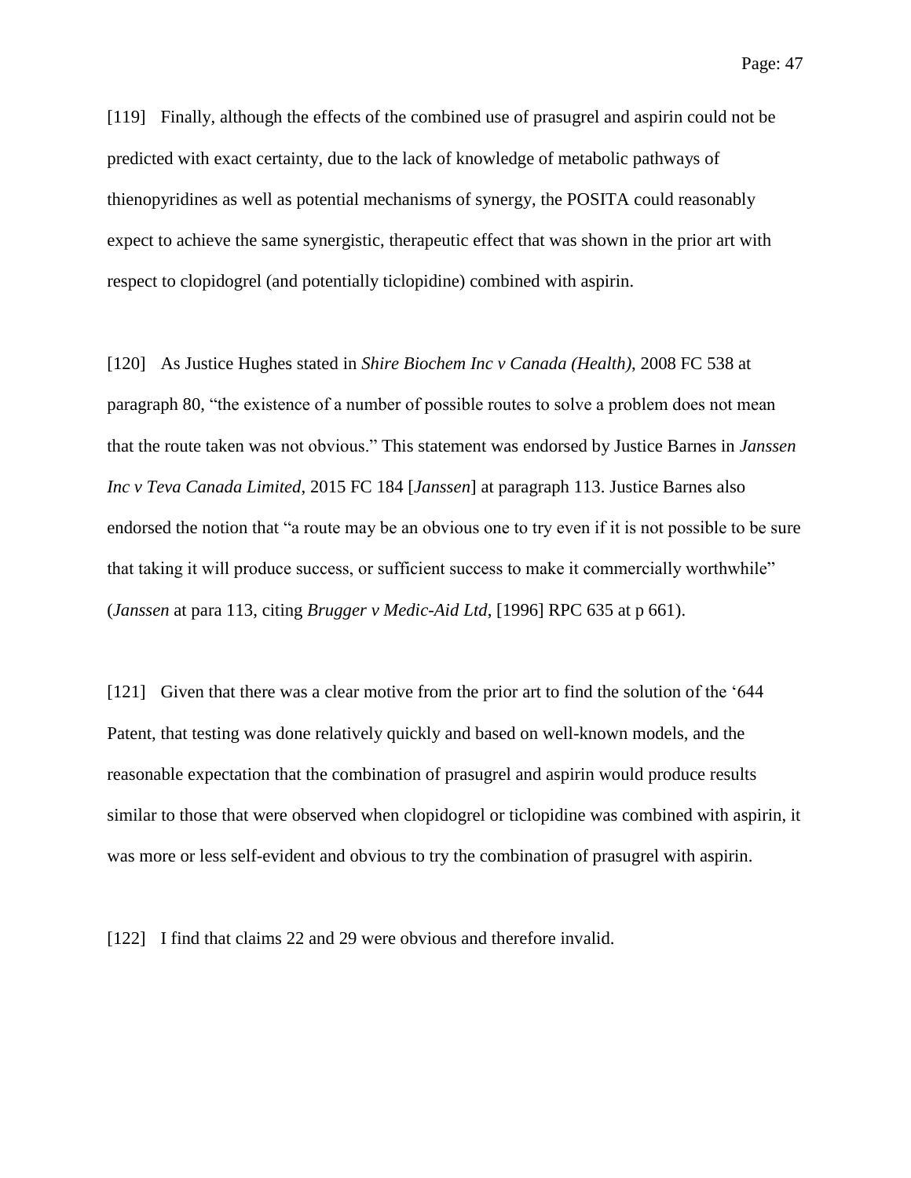[119] Finally, although the effects of the combined use of prasugrel and aspirin could not be predicted with exact certainty, due to the lack of knowledge of metabolic pathways of thienopyridines as well as potential mechanisms of synergy, the POSITA could reasonably expect to achieve the same synergistic, therapeutic effect that was shown in the prior art with respect to clopidogrel (and potentially ticlopidine) combined with aspirin.

[120] As Justice Hughes stated in *Shire Biochem Inc v Canada (Health)*, 2008 FC 538 at paragraph 80, "the existence of a number of possible routes to solve a problem does not mean that the route taken was not obvious." This statement was endorsed by Justice Barnes in *Janssen Inc v Teva Canada Limited*, 2015 FC 184 [*Janssen*] at paragraph 113. Justice Barnes also endorsed the notion that "a route may be an obvious one to try even if it is not possible to be sure that taking it will produce success, or sufficient success to make it commercially worthwhile" (*Janssen* at para 113, citing *Brugger v Medic-Aid Ltd*, [1996] RPC 635 at p 661).

[121] Given that there was a clear motive from the prior art to find the solution of the '644 Patent, that testing was done relatively quickly and based on well-known models, and the reasonable expectation that the combination of prasugrel and aspirin would produce results similar to those that were observed when clopidogrel or ticlopidine was combined with aspirin, it was more or less self-evident and obvious to try the combination of prasugrel with aspirin.

[122] I find that claims 22 and 29 were obvious and therefore invalid.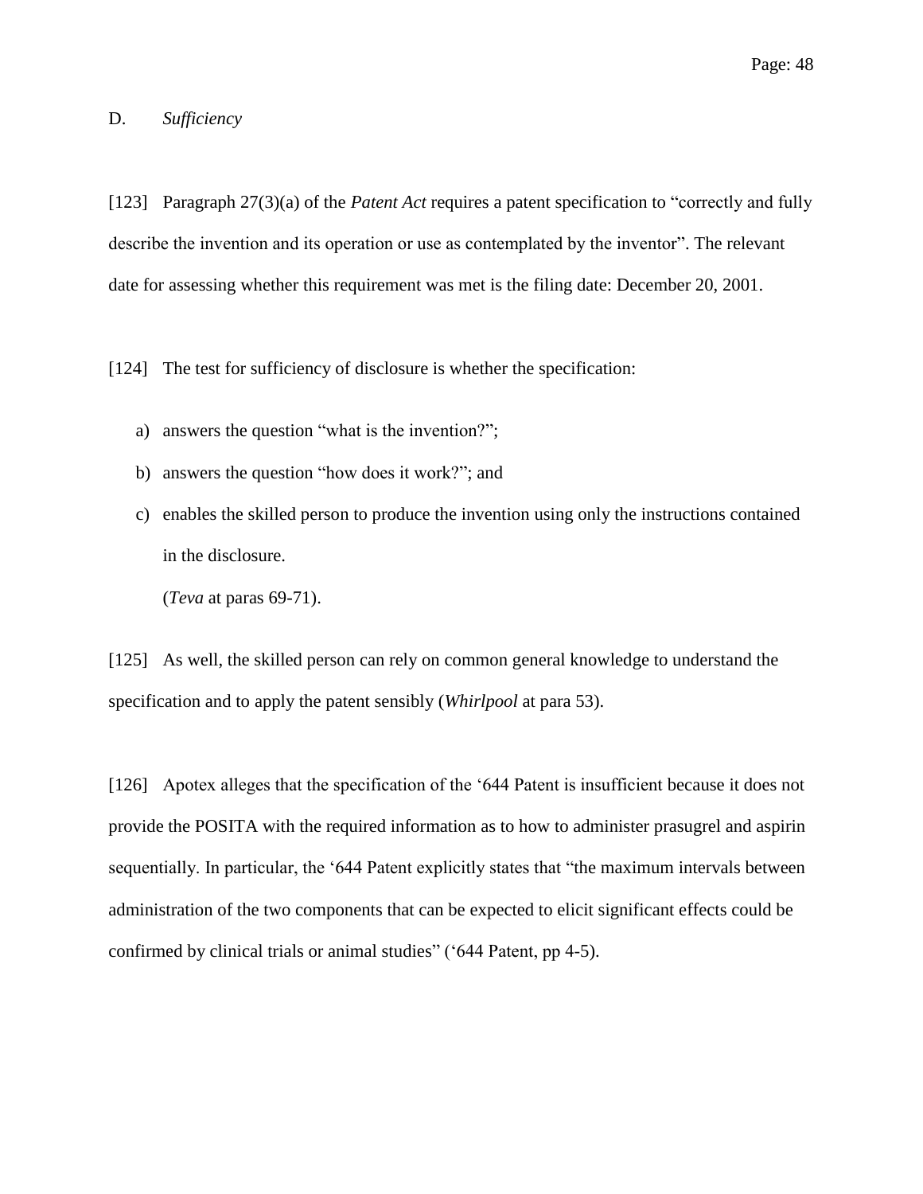### D. *Sufficiency*

[123] Paragraph 27(3)(a) of the *Patent Act* requires a patent specification to "correctly and fully describe the invention and its operation or use as contemplated by the inventor". The relevant date for assessing whether this requirement was met is the filing date: December 20, 2001.

[124] The test for sufficiency of disclosure is whether the specification:

a) answers the question "what is the invention?";
b) answers the question "how does it work?"; and
c) enables the skilled person to produce the invention using only the instructions contained in the disclosure.

   (*Teva* at paras 69-71).

[125] As well, the skilled person can rely on common general knowledge to understand the specification and to apply the patent sensibly (*Whirlpool* at para 53).

[126] Apotex alleges that the specification of the '644 Patent is insufficient because it does not provide the POSITA with the required information as to how to administer prasugrel and aspirin sequentially. In particular, the '644 Patent explicitly states that "the maximum intervals between administration of the two components that can be expected to elicit significant effects could be confirmed by clinical trials or animal studies" ('644 Patent, pp 4-5).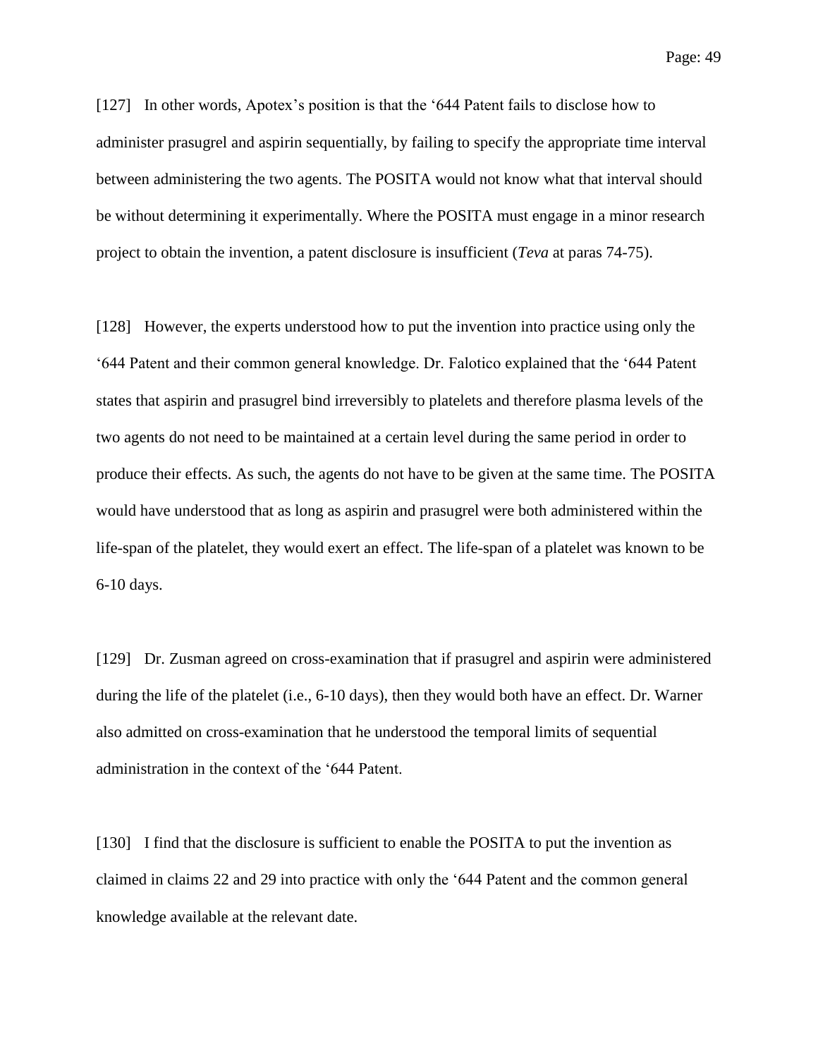[127] In other words, Apotex's position is that the '644 Patent fails to disclose how to administer prasugrel and aspirin sequentially, by failing to specify the appropriate time interval between administering the two agents. The POSITA would not know what that interval should be without determining it experimentally. Where the POSITA must engage in a minor research project to obtain the invention, a patent disclosure is insufficient (*Teva* at paras 74-75).

[128] However, the experts understood how to put the invention into practice using only the '644 Patent and their common general knowledge. Dr. Falotico explained that the '644 Patent states that aspirin and prasugrel bind irreversibly to platelets and therefore plasma levels of the two agents do not need to be maintained at a certain level during the same period in order to produce their effects. As such, the agents do not have to be given at the same time. The POSITA would have understood that as long as aspirin and prasugrel were both administered within the life-span of the platelet, they would exert an effect. The life-span of a platelet was known to be 6-10 days.

[129] Dr. Zusman agreed on cross-examination that if prasugrel and aspirin were administered during the life of the platelet (i.e., 6-10 days), then they would both have an effect. Dr. Warner also admitted on cross-examination that he understood the temporal limits of sequential administration in the context of the '644 Patent.

[130] I find that the disclosure is sufficient to enable the POSITA to put the invention as claimed in claims 22 and 29 into practice with only the '644 Patent and the common general knowledge available at the relevant date.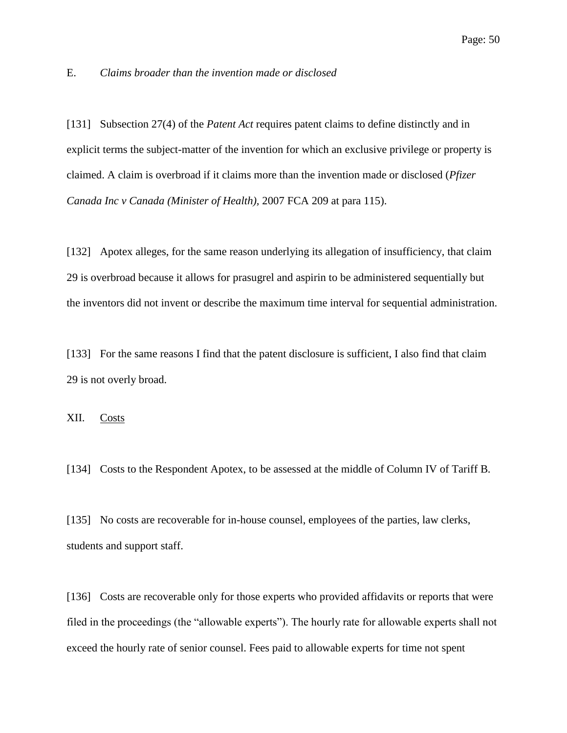### E. *Claims broader than the invention made or disclosed*

[131] Subsection 27(4) of the *Patent Act* requires patent claims to define distinctly and in explicit terms the subject-matter of the invention for which an exclusive privilege or property is claimed. A claim is overbroad if it claims more than the invention made or disclosed (*Pfizer Canada Inc v Canada (Minister of Health)*, 2007 FCA 209 at para 115).

[132] Apotex alleges, for the same reason underlying its allegation of insufficiency, that claim 29 is overbroad because it allows for prasugrel and aspirin to be administered sequentially but the inventors did not invent or describe the maximum time interval for sequential administration.

[133] For the same reasons I find that the patent disclosure is sufficient, I also find that claim 29 is not overly broad.

## XII. Costs

[134] Costs to the Respondent Apotex, to be assessed at the middle of Column IV of Tariff B.

[135] No costs are recoverable for in-house counsel, employees of the parties, law clerks, students and support staff.

[136] Costs are recoverable only for those experts who provided affidavits or reports that were filed in the proceedings (the "allowable experts"). The hourly rate for allowable experts shall not exceed the hourly rate of senior counsel. Fees paid to allowable experts for time not spent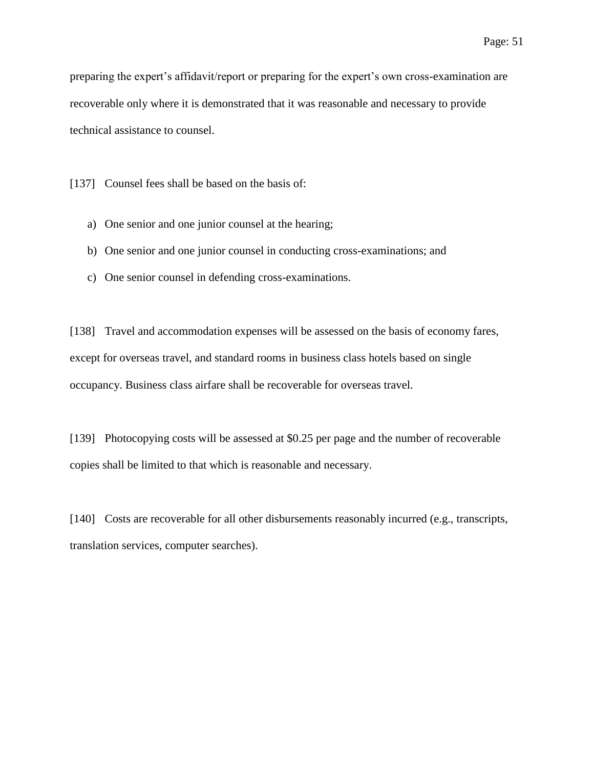preparing the expert's affidavit/report or preparing for the expert's own cross-examination are recoverable only where it is demonstrated that it was reasonable and necessary to provide technical assistance to counsel.

[137] Counsel fees shall be based on the basis of:

a) One senior and one junior counsel at the hearing;

b) One senior and one junior counsel in conducting cross-examinations; and

c) One senior counsel in defending cross-examinations.

[138] Travel and accommodation expenses will be assessed on the basis of economy fares, except for overseas travel, and standard rooms in business class hotels based on single occupancy. Business class airfare shall be recoverable for overseas travel.

[139] Photocopying costs will be assessed at $0.25 per page and the number of recoverable copies shall be limited to that which is reasonable and necessary.

[140] Costs are recoverable for all other disbursements reasonably incurred (e.g., transcripts, translation services, computer searches).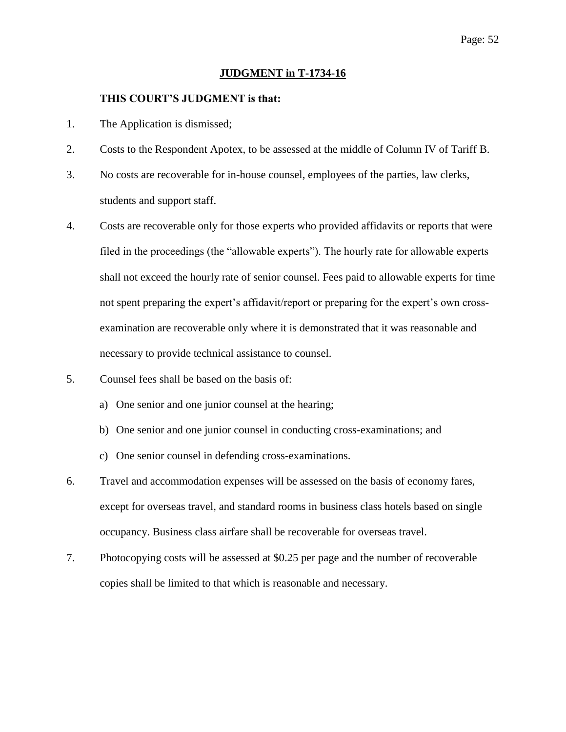## JUDGMENT in T-1734-16

**THIS COURT'S JUDGMENT is that:**

1. The Application is dismissed;
2. Costs to the Respondent Apotex, to be assessed at the middle of Column IV of Tariff B.
3. No costs are recoverable for in-house counsel, employees of the parties, law clerks, students and support staff.
4. Costs are recoverable only for those experts who provided affidavits or reports that were filed in the proceedings (the "allowable experts"). The hourly rate for allowable experts shall not exceed the hourly rate of senior counsel. Fees paid to allowable experts for time not spent preparing the expert's affidavit/report or preparing for the expert's own cross-examination are recoverable only where it is demonstrated that it was reasonable and necessary to provide technical assistance to counsel.
5. Counsel fees shall be based on the basis of:
   a) One senior and one junior counsel at the hearing;
   b) One senior and one junior counsel in conducting cross-examinations; and
   c) One senior counsel in defending cross-examinations.
6. Travel and accommodation expenses will be assessed on the basis of economy fares, except for overseas travel, and standard rooms in business class hotels based on single occupancy. Business class airfare shall be recoverable for overseas travel.
7. Photocopying costs will be assessed at $0.25 per page and the number of recoverable copies shall be limited to that which is reasonable and necessary.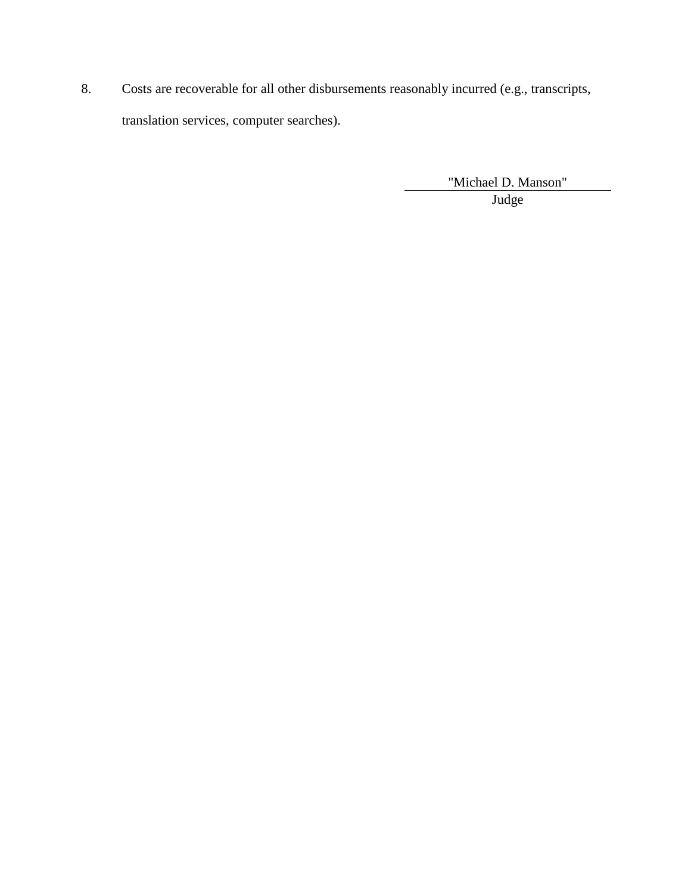8. Costs are recoverable for all other disbursements reasonably incurred (e.g., transcripts, translation services, computer searches).

"Michael D. Manson"

Judge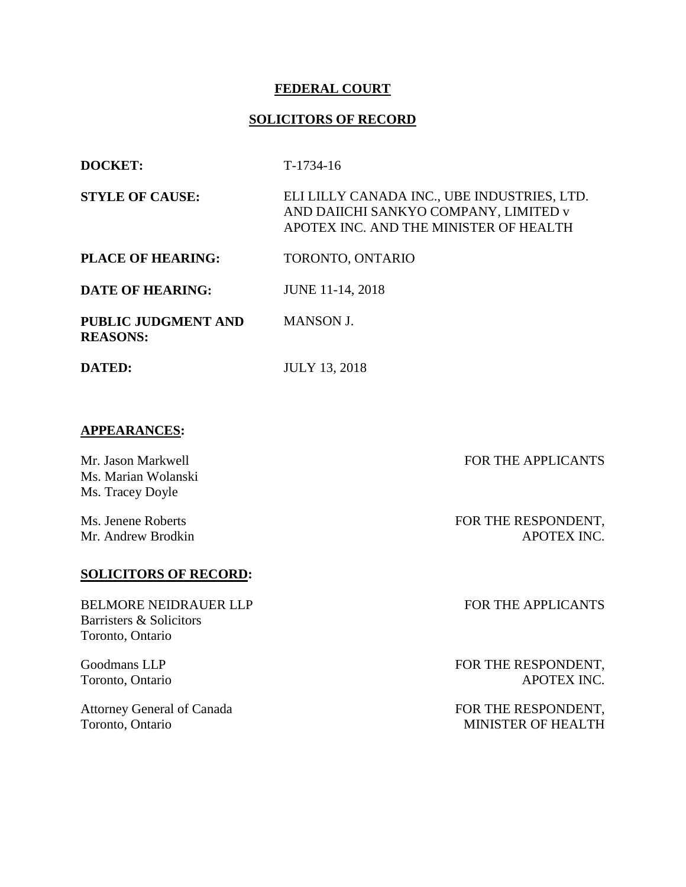**FEDERAL COURT**

**SOLICITORS OF RECORD**

| | |
|---|---|
| **DOCKET:** | T-1734-16 |
| **STYLE OF CAUSE:** | ELI LILLY CANADA INC., UBE INDUSTRIES, LTD. AND DAIICHI SANKYO COMPANY, LIMITED v APOTEX INC. AND THE MINISTER OF HEALTH |
| **PLACE OF HEARING:** | TORONTO, ONTARIO |
| **DATE OF HEARING:** | JUNE 11-14, 2018 |
| **PUBLIC JUDGMENT AND REASONS:** | MANSON J. |
| **DATED:** | JULY 13, 2018 |

**APPEARANCES:**

| | |
|---|---|
| Mr. Jason Markwell<br>Ms. Marian Wolanski<br>Ms. Tracey Doyle | FOR THE APPLICANTS |
| Ms. Jenene Roberts<br>Mr. Andrew Brodkin | FOR THE RESPONDENT, APOTEX INC. |

**SOLICITORS OF RECORD:**

| | |
|---|---|
| BELMORE NEIDRAUER LLP<br>Barristers & Solicitors<br>Toronto, Ontario | FOR THE APPLICANTS |
| Goodmans LLP<br>Toronto, Ontario | FOR THE RESPONDENT, APOTEX INC. |
| Attorney General of Canada<br>Toronto, Ontario | FOR THE RESPONDENT, MINISTER OF HEALTH |